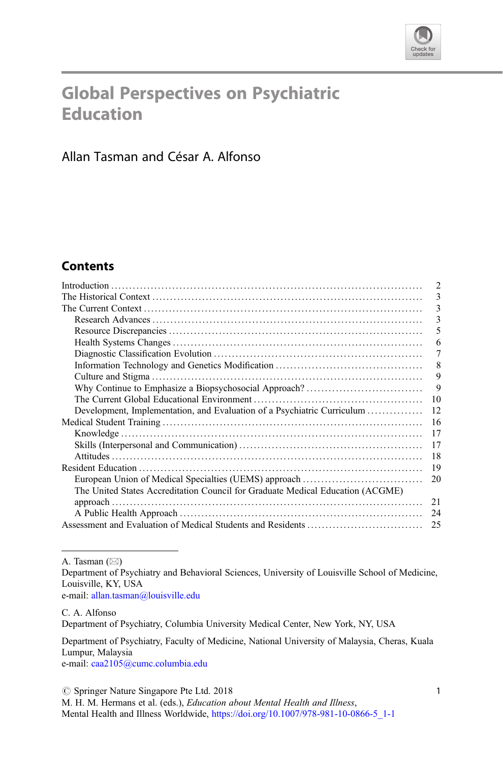# Global Perspectives on Psychiatric Education

Allan Tasman and César A. Alfonso

## Contents

- Introduction ..... 2
- The Historical Context ..... 3
- The Current Context ..... 3
  - Research Advances ..... 3
  - Resource Discrepancies ..... 5
  - Health Systems Changes ..... 6
  - Diagnostic Classification Evolution ..... 7
  - Information Technology and Genetics Modification ..... 8
  - Culture and Stigma ..... 9
  - Why Continue to Emphasize a Biopsychosocial Approach? ..... 9
  - The Current Global Educational Environment ..... 10
  - Development, Implementation, and Evaluation of a Psychiatric Curriculum ..... 12
- Medical Student Training ..... 16
  - Knowledge ..... 17
  - Skills (Interpersonal and Communication) ..... 17
  - Attitudes ..... 18
- Resident Education ..... 19
  - European Union of Medical Specialties (UEMS) approach ..... 20
  - The United States Accreditation Council for Graduate Medical Education (ACGME) approach ..... 21
  - A Public Health Approach ..... 24
- Assessment and Evaluation of Medical Students and Residents ..... 25

---

A. Tasman (✉)
Department of Psychiatry and Behavioral Sciences, University of Louisville School of Medicine, Louisville, KY, USA
e-mail: allan.tasman@louisville.edu

C. A. Alfonso
Department of Psychiatry, Columbia University Medical Center, New York, NY, USA

Department of Psychiatry, Faculty of Medicine, National University of Malaysia, Cheras, Kuala Lumpur, Malaysia
e-mail: caa2105@cumc.columbia.edu

© Springer Nature Singapore Pte Ltd. 2018
M. H. M. Hermans et al. (eds.), *Education about Mental Health and Illness*, Mental Health and Illness Worldwide, https://doi.org/10.1007/978-981-10-0866-5_1-1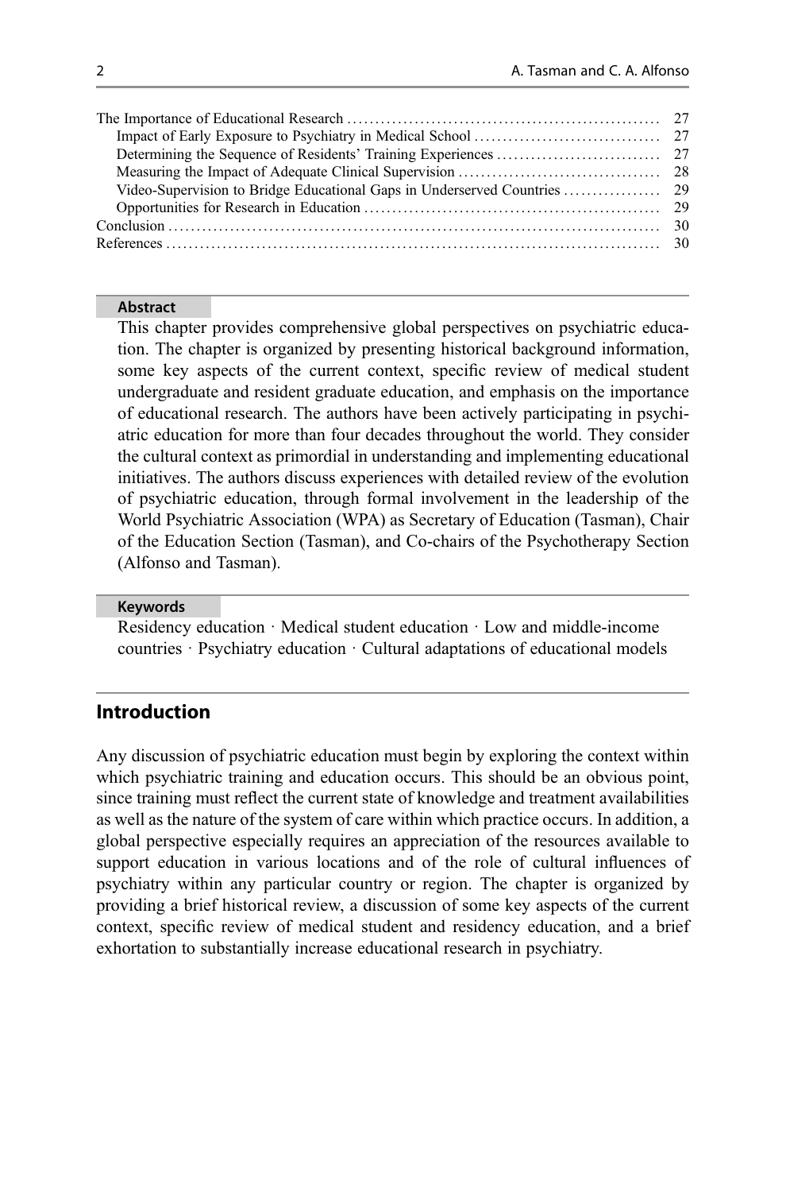The Importance of Educational Research ........................................................ 27
  Impact of Early Exposure to Psychiatry in Medical School ................................ 27
  Determining the Sequence of Residents' Training Experiences ............................ 27
  Measuring the Impact of Adequate Clinical Supervision ................................... 28
  Video-Supervision to Bridge Educational Gaps in Underserved Countries ................ 29
  Opportunities for Research in Education .................................................... 29
Conclusion ........................................................................................ 30
References ........................................................................................ 30

**Abstract**

This chapter provides comprehensive global perspectives on psychiatric education. The chapter is organized by presenting historical background information, some key aspects of the current context, specific review of medical student undergraduate and resident graduate education, and emphasis on the importance of educational research. The authors have been actively participating in psychiatric education for more than four decades throughout the world. They consider the cultural context as primordial in understanding and implementing educational initiatives. The authors discuss experiences with detailed review of the evolution of psychiatric education, through formal involvement in the leadership of the World Psychiatric Association (WPA) as Secretary of Education (Tasman), Chair of the Education Section (Tasman), and Co-chairs of the Psychotherapy Section (Alfonso and Tasman).

**Keywords**

Residency education · Medical student education · Low and middle-income countries · Psychiatry education · Cultural adaptations of educational models

## Introduction

Any discussion of psychiatric education must begin by exploring the context within which psychiatric training and education occurs. This should be an obvious point, since training must reflect the current state of knowledge and treatment availabilities as well as the nature of the system of care within which practice occurs. In addition, a global perspective especially requires an appreciation of the resources available to support education in various locations and of the role of cultural influences of psychiatry within any particular country or region. The chapter is organized by providing a brief historical review, a discussion of some key aspects of the current context, specific review of medical student and residency education, and a brief exhortation to substantially increase educational research in psychiatry.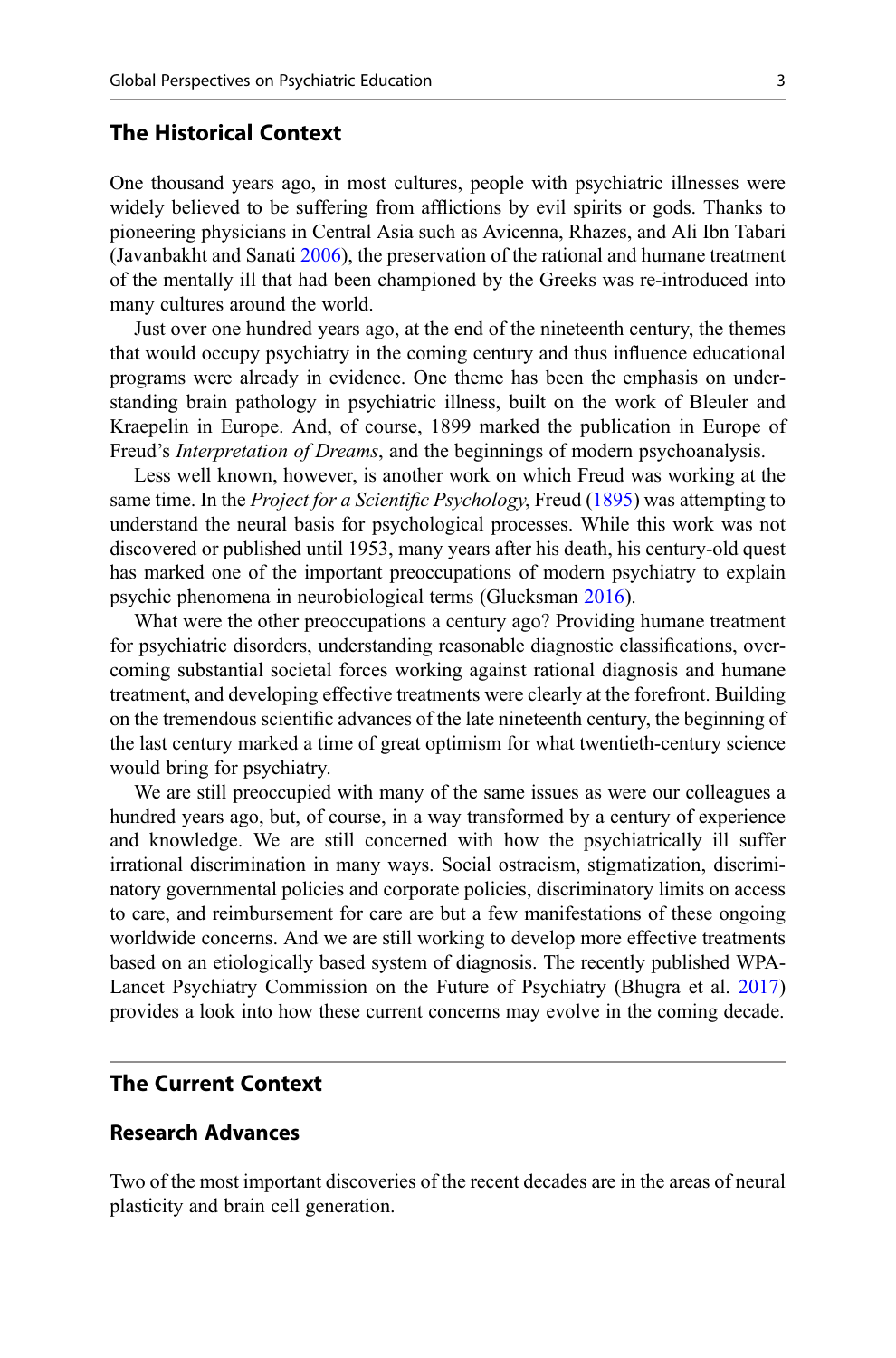## The Historical Context

One thousand years ago, in most cultures, people with psychiatric illnesses were widely believed to be suffering from afflictions by evil spirits or gods. Thanks to pioneering physicians in Central Asia such as Avicenna, Rhazes, and Ali Ibn Tabari (Javanbakht and Sanati 2006), the preservation of the rational and humane treatment of the mentally ill that had been championed by the Greeks was re-introduced into many cultures around the world.

Just over one hundred years ago, at the end of the nineteenth century, the themes that would occupy psychiatry in the coming century and thus influence educational programs were already in evidence. One theme has been the emphasis on understanding brain pathology in psychiatric illness, built on the work of Bleuler and Kraepelin in Europe. And, of course, 1899 marked the publication in Europe of Freud's *Interpretation of Dreams*, and the beginnings of modern psychoanalysis.

Less well known, however, is another work on which Freud was working at the same time. In the *Project for a Scientific Psychology*, Freud (1895) was attempting to understand the neural basis for psychological processes. While this work was not discovered or published until 1953, many years after his death, his century-old quest has marked one of the important preoccupations of modern psychiatry to explain psychic phenomena in neurobiological terms (Glucksman 2016).

What were the other preoccupations a century ago? Providing humane treatment for psychiatric disorders, understanding reasonable diagnostic classifications, overcoming substantial societal forces working against rational diagnosis and humane treatment, and developing effective treatments were clearly at the forefront. Building on the tremendous scientific advances of the late nineteenth century, the beginning of the last century marked a time of great optimism for what twentieth-century science would bring for psychiatry.

We are still preoccupied with many of the same issues as were our colleagues a hundred years ago, but, of course, in a way transformed by a century of experience and knowledge. We are still concerned with how the psychiatrically ill suffer irrational discrimination in many ways. Social ostracism, stigmatization, discriminatory governmental policies and corporate policies, discriminatory limits on access to care, and reimbursement for care are but a few manifestations of these ongoing worldwide concerns. And we are still working to develop more effective treatments based on an etiologically based system of diagnosis. The recently published WPA-Lancet Psychiatry Commission on the Future of Psychiatry (Bhugra et al. 2017) provides a look into how these current concerns may evolve in the coming decade.

## The Current Context

### Research Advances

Two of the most important discoveries of the recent decades are in the areas of neural plasticity and brain cell generation.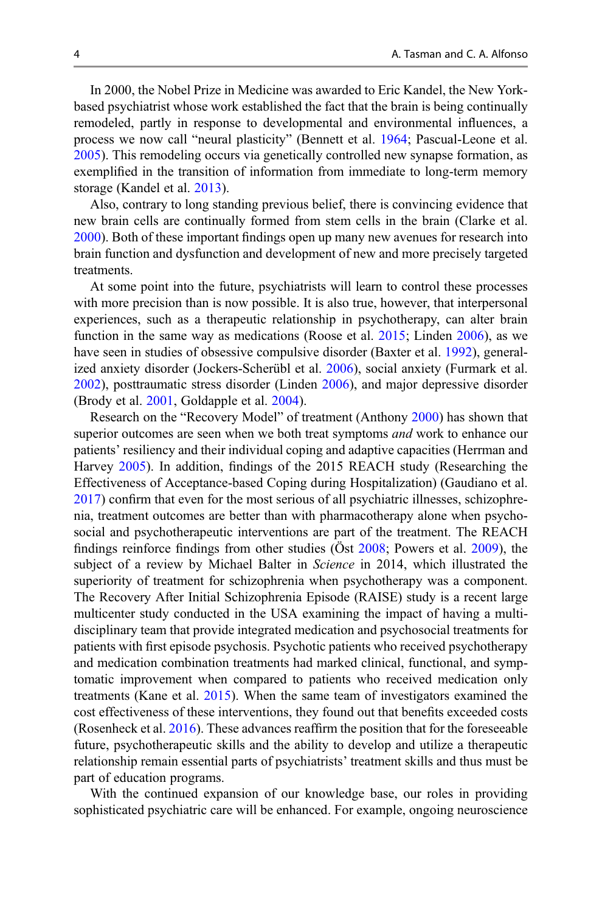In 2000, the Nobel Prize in Medicine was awarded to Eric Kandel, the New York-based psychiatrist whose work established the fact that the brain is being continually remodeled, partly in response to developmental and environmental influences, a process we now call "neural plasticity" (Bennett et al. 1964; Pascual-Leone et al. 2005). This remodeling occurs via genetically controlled new synapse formation, as exemplified in the transition of information from immediate to long-term memory storage (Kandel et al. 2013).

Also, contrary to long standing previous belief, there is convincing evidence that new brain cells are continually formed from stem cells in the brain (Clarke et al. 2000). Both of these important findings open up many new avenues for research into brain function and dysfunction and development of new and more precisely targeted treatments.

At some point into the future, psychiatrists will learn to control these processes with more precision than is now possible. It is also true, however, that interpersonal experiences, such as a therapeutic relationship in psychotherapy, can alter brain function in the same way as medications (Roose et al. 2015; Linden 2006), as we have seen in studies of obsessive compulsive disorder (Baxter et al. 1992), generalized anxiety disorder (Jockers-Scherübl et al. 2006), social anxiety (Furmark et al. 2002), posttraumatic stress disorder (Linden 2006), and major depressive disorder (Brody et al. 2001, Goldapple et al. 2004).

Research on the "Recovery Model" of treatment (Anthony 2000) has shown that superior outcomes are seen when we both treat symptoms *and* work to enhance our patients' resiliency and their individual coping and adaptive capacities (Herrman and Harvey 2005). In addition, findings of the 2015 REACH study (Researching the Effectiveness of Acceptance-based Coping during Hospitalization) (Gaudiano et al. 2017) confirm that even for the most serious of all psychiatric illnesses, schizophrenia, treatment outcomes are better than with pharmacotherapy alone when psychosocial and psychotherapeutic interventions are part of the treatment. The REACH findings reinforce findings from other studies (Öst 2008; Powers et al. 2009), the subject of a review by Michael Balter in *Science* in 2014, which illustrated the superiority of treatment for schizophrenia when psychotherapy was a component. The Recovery After Initial Schizophrenia Episode (RAISE) study is a recent large multicenter study conducted in the USA examining the impact of having a multidisciplinary team that provide integrated medication and psychosocial treatments for patients with first episode psychosis. Psychotic patients who received psychotherapy and medication combination treatments had marked clinical, functional, and symptomatic improvement when compared to patients who received medication only treatments (Kane et al. 2015). When the same team of investigators examined the cost effectiveness of these interventions, they found out that benefits exceeded costs (Rosenheck et al. 2016). These advances reaffirm the position that for the foreseeable future, psychotherapeutic skills and the ability to develop and utilize a therapeutic relationship remain essential parts of psychiatrists' treatment skills and thus must be part of education programs.

With the continued expansion of our knowledge base, our roles in providing sophisticated psychiatric care will be enhanced. For example, ongoing neuroscience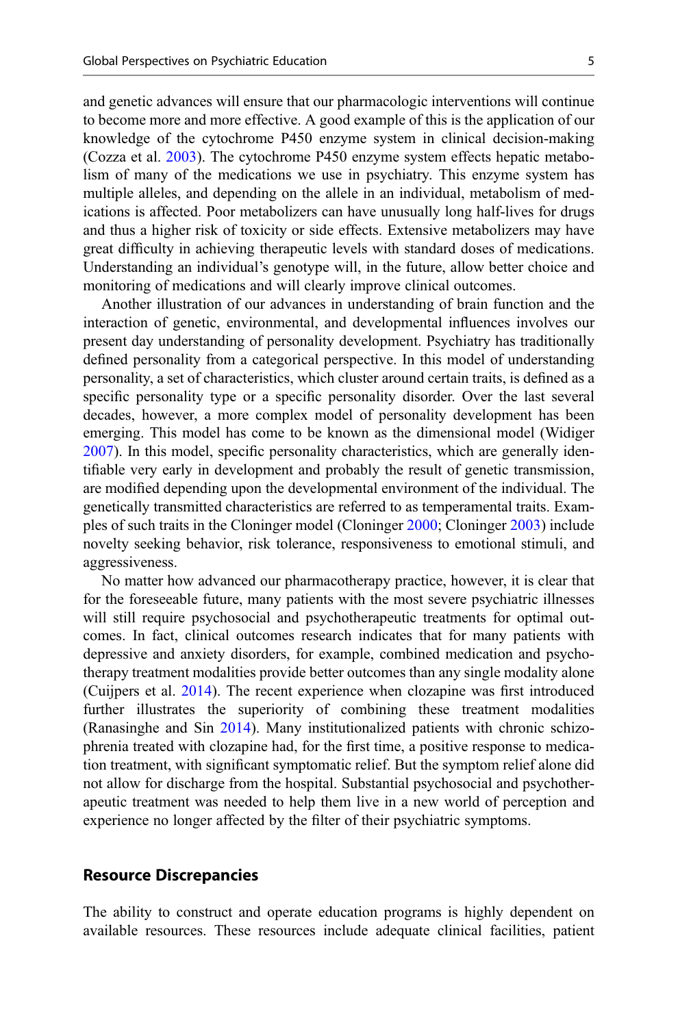and genetic advances will ensure that our pharmacologic interventions will continue to become more and more effective. A good example of this is the application of our knowledge of the cytochrome P450 enzyme system in clinical decision-making (Cozza et al. 2003). The cytochrome P450 enzyme system effects hepatic metabolism of many of the medications we use in psychiatry. This enzyme system has multiple alleles, and depending on the allele in an individual, metabolism of medications is affected. Poor metabolizers can have unusually long half-lives for drugs and thus a higher risk of toxicity or side effects. Extensive metabolizers may have great difficulty in achieving therapeutic levels with standard doses of medications. Understanding an individual's genotype will, in the future, allow better choice and monitoring of medications and will clearly improve clinical outcomes.

Another illustration of our advances in understanding of brain function and the interaction of genetic, environmental, and developmental influences involves our present day understanding of personality development. Psychiatry has traditionally defined personality from a categorical perspective. In this model of understanding personality, a set of characteristics, which cluster around certain traits, is defined as a specific personality type or a specific personality disorder. Over the last several decades, however, a more complex model of personality development has been emerging. This model has come to be known as the dimensional model (Widiger 2007). In this model, specific personality characteristics, which are generally identifiable very early in development and probably the result of genetic transmission, are modified depending upon the developmental environment of the individual. The genetically transmitted characteristics are referred to as temperamental traits. Examples of such traits in the Cloninger model (Cloninger 2000; Cloninger 2003) include novelty seeking behavior, risk tolerance, responsiveness to emotional stimuli, and aggressiveness.

No matter how advanced our pharmacotherapy practice, however, it is clear that for the foreseeable future, many patients with the most severe psychiatric illnesses will still require psychosocial and psychotherapeutic treatments for optimal outcomes. In fact, clinical outcomes research indicates that for many patients with depressive and anxiety disorders, for example, combined medication and psychotherapy treatment modalities provide better outcomes than any single modality alone (Cuijpers et al. 2014). The recent experience when clozapine was first introduced further illustrates the superiority of combining these treatment modalities (Ranasinghe and Sin 2014). Many institutionalized patients with chronic schizophrenia treated with clozapine had, for the first time, a positive response to medication treatment, with significant symptomatic relief. But the symptom relief alone did not allow for discharge from the hospital. Substantial psychosocial and psychotherapeutic treatment was needed to help them live in a new world of perception and experience no longer affected by the filter of their psychiatric symptoms.

## Resource Discrepancies

The ability to construct and operate education programs is highly dependent on available resources. These resources include adequate clinical facilities, patient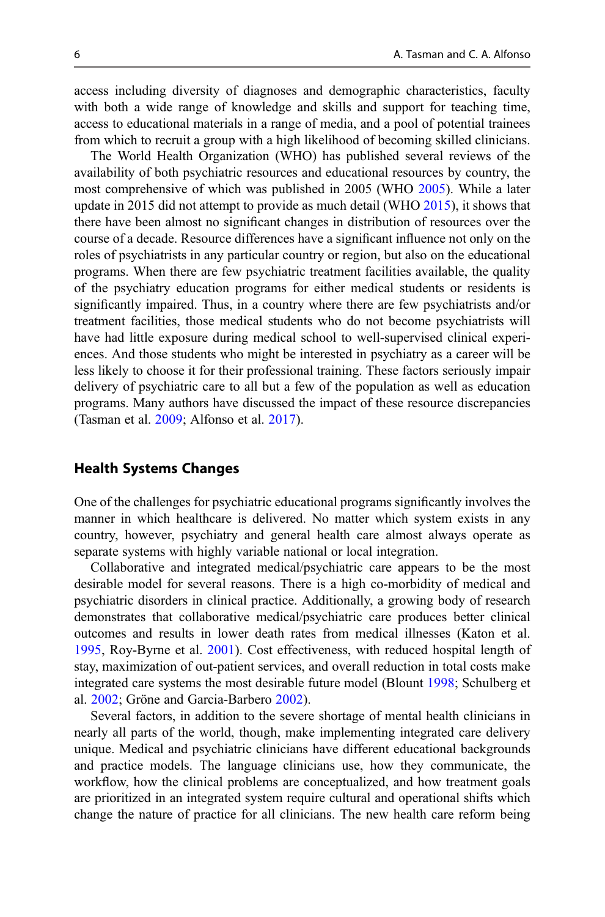access including diversity of diagnoses and demographic characteristics, faculty with both a wide range of knowledge and skills and support for teaching time, access to educational materials in a range of media, and a pool of potential trainees from which to recruit a group with a high likelihood of becoming skilled clinicians.

The World Health Organization (WHO) has published several reviews of the availability of both psychiatric resources and educational resources by country, the most comprehensive of which was published in 2005 (WHO 2005). While a later update in 2015 did not attempt to provide as much detail (WHO 2015), it shows that there have been almost no significant changes in distribution of resources over the course of a decade. Resource differences have a significant influence not only on the roles of psychiatrists in any particular country or region, but also on the educational programs. When there are few psychiatric treatment facilities available, the quality of the psychiatry education programs for either medical students or residents is significantly impaired. Thus, in a country where there are few psychiatrists and/or treatment facilities, those medical students who do not become psychiatrists will have had little exposure during medical school to well-supervised clinical experiences. And those students who might be interested in psychiatry as a career will be less likely to choose it for their professional training. These factors seriously impair delivery of psychiatric care to all but a few of the population as well as education programs. Many authors have discussed the impact of these resource discrepancies (Tasman et al. 2009; Alfonso et al. 2017).

## Health Systems Changes

One of the challenges for psychiatric educational programs significantly involves the manner in which healthcare is delivered. No matter which system exists in any country, however, psychiatry and general health care almost always operate as separate systems with highly variable national or local integration.

Collaborative and integrated medical/psychiatric care appears to be the most desirable model for several reasons. There is a high co-morbidity of medical and psychiatric disorders in clinical practice. Additionally, a growing body of research demonstrates that collaborative medical/psychiatric care produces better clinical outcomes and results in lower death rates from medical illnesses (Katon et al. 1995, Roy-Byrne et al. 2001). Cost effectiveness, with reduced hospital length of stay, maximization of out-patient services, and overall reduction in total costs make integrated care systems the most desirable future model (Blount 1998; Schulberg et al. 2002; Gröne and Garcia-Barbero 2002).

Several factors, in addition to the severe shortage of mental health clinicians in nearly all parts of the world, though, make implementing integrated care delivery unique. Medical and psychiatric clinicians have different educational backgrounds and practice models. The language clinicians use, how they communicate, the workflow, how the clinical problems are conceptualized, and how treatment goals are prioritized in an integrated system require cultural and operational shifts which change the nature of practice for all clinicians. The new health care reform being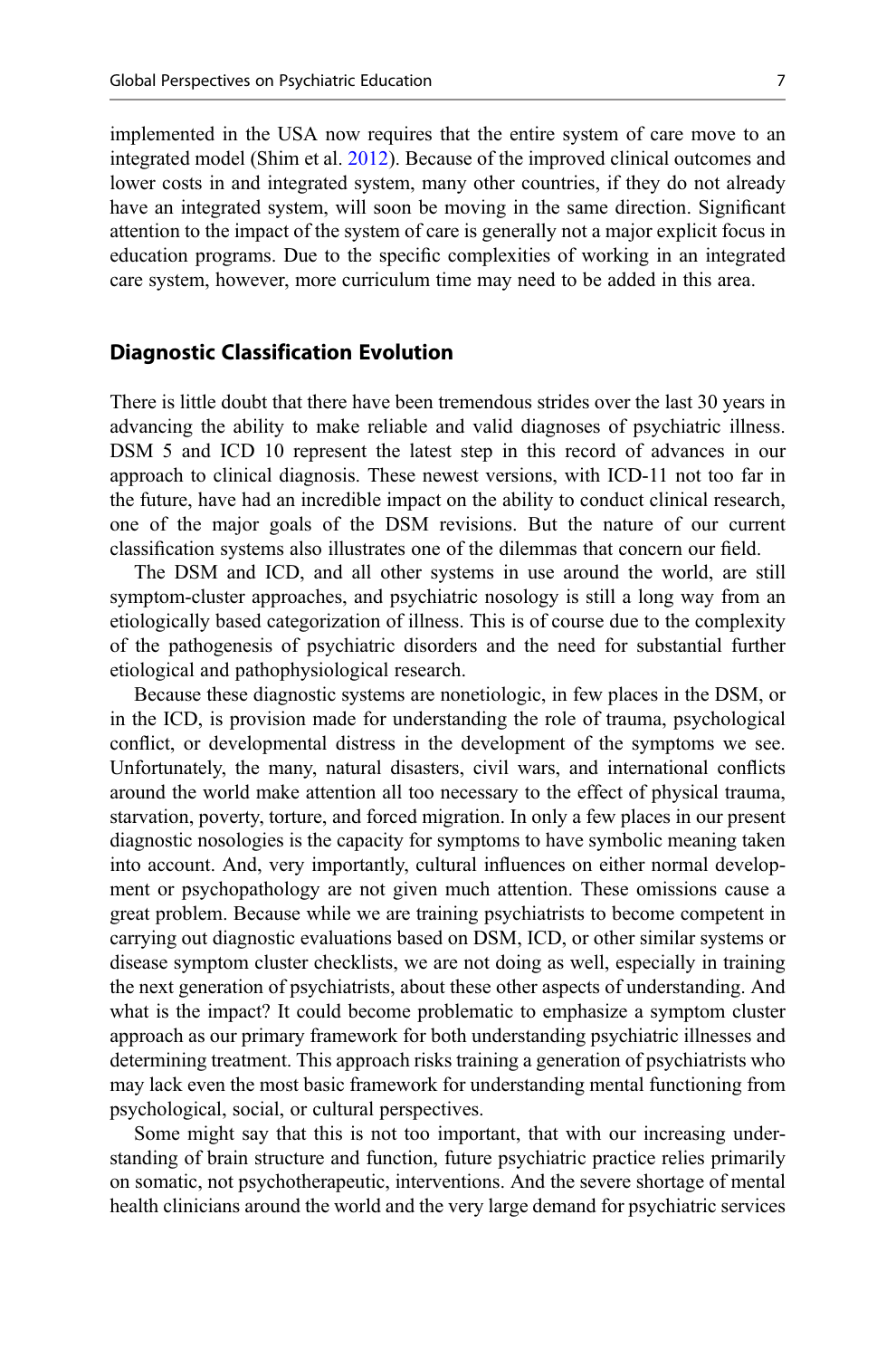implemented in the USA now requires that the entire system of care move to an integrated model (Shim et al. 2012). Because of the improved clinical outcomes and lower costs in and integrated system, many other countries, if they do not already have an integrated system, will soon be moving in the same direction. Significant attention to the impact of the system of care is generally not a major explicit focus in education programs. Due to the specific complexities of working in an integrated care system, however, more curriculum time may need to be added in this area.

## Diagnostic Classification Evolution

There is little doubt that there have been tremendous strides over the last 30 years in advancing the ability to make reliable and valid diagnoses of psychiatric illness. DSM 5 and ICD 10 represent the latest step in this record of advances in our approach to clinical diagnosis. These newest versions, with ICD-11 not too far in the future, have had an incredible impact on the ability to conduct clinical research, one of the major goals of the DSM revisions. But the nature of our current classification systems also illustrates one of the dilemmas that concern our field.

The DSM and ICD, and all other systems in use around the world, are still symptom-cluster approaches, and psychiatric nosology is still a long way from an etiologically based categorization of illness. This is of course due to the complexity of the pathogenesis of psychiatric disorders and the need for substantial further etiological and pathophysiological research.

Because these diagnostic systems are nonetiologic, in few places in the DSM, or in the ICD, is provision made for understanding the role of trauma, psychological conflict, or developmental distress in the development of the symptoms we see. Unfortunately, the many, natural disasters, civil wars, and international conflicts around the world make attention all too necessary to the effect of physical trauma, starvation, poverty, torture, and forced migration. In only a few places in our present diagnostic nosologies is the capacity for symptoms to have symbolic meaning taken into account. And, very importantly, cultural influences on either normal development or psychopathology are not given much attention. These omissions cause a great problem. Because while we are training psychiatrists to become competent in carrying out diagnostic evaluations based on DSM, ICD, or other similar systems or disease symptom cluster checklists, we are not doing as well, especially in training the next generation of psychiatrists, about these other aspects of understanding. And what is the impact? It could become problematic to emphasize a symptom cluster approach as our primary framework for both understanding psychiatric illnesses and determining treatment. This approach risks training a generation of psychiatrists who may lack even the most basic framework for understanding mental functioning from psychological, social, or cultural perspectives.

Some might say that this is not too important, that with our increasing understanding of brain structure and function, future psychiatric practice relies primarily on somatic, not psychotherapeutic, interventions. And the severe shortage of mental health clinicians around the world and the very large demand for psychiatric services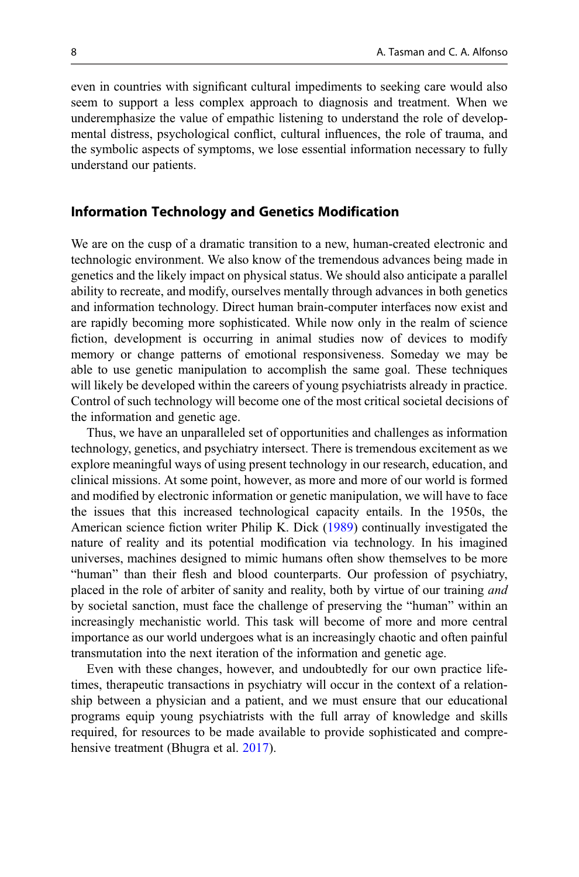even in countries with significant cultural impediments to seeking care would also seem to support a less complex approach to diagnosis and treatment. When we underemphasize the value of empathic listening to understand the role of developmental distress, psychological conflict, cultural influences, the role of trauma, and the symbolic aspects of symptoms, we lose essential information necessary to fully understand our patients.

### Information Technology and Genetics Modification

We are on the cusp of a dramatic transition to a new, human-created electronic and technologic environment. We also know of the tremendous advances being made in genetics and the likely impact on physical status. We should also anticipate a parallel ability to recreate, and modify, ourselves mentally through advances in both genetics and information technology. Direct human brain-computer interfaces now exist and are rapidly becoming more sophisticated. While now only in the realm of science fiction, development is occurring in animal studies now of devices to modify memory or change patterns of emotional responsiveness. Someday we may be able to use genetic manipulation to accomplish the same goal. These techniques will likely be developed within the careers of young psychiatrists already in practice. Control of such technology will become one of the most critical societal decisions of the information and genetic age.

Thus, we have an unparalleled set of opportunities and challenges as information technology, genetics, and psychiatry intersect. There is tremendous excitement as we explore meaningful ways of using present technology in our research, education, and clinical missions. At some point, however, as more and more of our world is formed and modified by electronic information or genetic manipulation, we will have to face the issues that this increased technological capacity entails. In the 1950s, the American science fiction writer Philip K. Dick (1989) continually investigated the nature of reality and its potential modification via technology. In his imagined universes, machines designed to mimic humans often show themselves to be more "human" than their flesh and blood counterparts. Our profession of psychiatry, placed in the role of arbiter of sanity and reality, both by virtue of our training *and* by societal sanction, must face the challenge of preserving the "human" within an increasingly mechanistic world. This task will become of more and more central importance as our world undergoes what is an increasingly chaotic and often painful transmutation into the next iteration of the information and genetic age.

Even with these changes, however, and undoubtedly for our own practice lifetimes, therapeutic transactions in psychiatry will occur in the context of a relationship between a physician and a patient, and we must ensure that our educational programs equip young psychiatrists with the full array of knowledge and skills required, for resources to be made available to provide sophisticated and comprehensive treatment (Bhugra et al. 2017).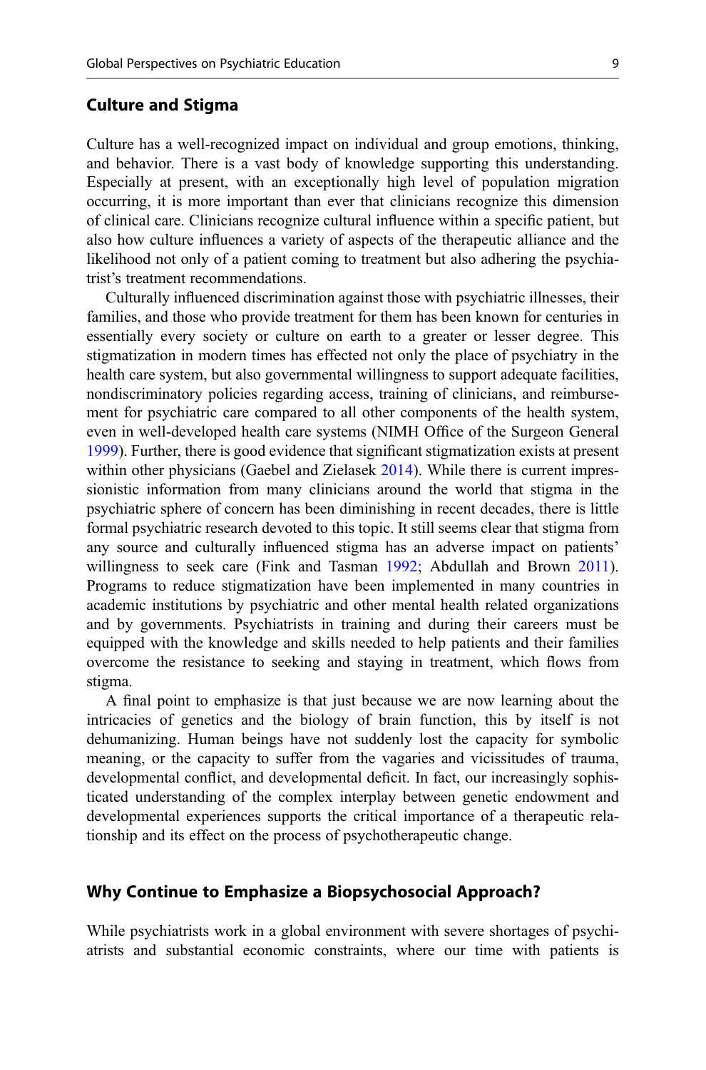## Culture and Stigma

Culture has a well-recognized impact on individual and group emotions, thinking, and behavior. There is a vast body of knowledge supporting this understanding. Especially at present, with an exceptionally high level of population migration occurring, it is more important than ever that clinicians recognize this dimension of clinical care. Clinicians recognize cultural influence within a specific patient, but also how culture influences a variety of aspects of the therapeutic alliance and the likelihood not only of a patient coming to treatment but also adhering the psychiatrist's treatment recommendations.

Culturally influenced discrimination against those with psychiatric illnesses, their families, and those who provide treatment for them has been known for centuries in essentially every society or culture on earth to a greater or lesser degree. This stigmatization in modern times has effected not only the place of psychiatry in the health care system, but also governmental willingness to support adequate facilities, nondiscriminatory policies regarding access, training of clinicians, and reimbursement for psychiatric care compared to all other components of the health system, even in well-developed health care systems (NIMH Office of the Surgeon General 1999). Further, there is good evidence that significant stigmatization exists at present within other physicians (Gaebel and Zielasek 2014). While there is current impressionistic information from many clinicians around the world that stigma in the psychiatric sphere of concern has been diminishing in recent decades, there is little formal psychiatric research devoted to this topic. It still seems clear that stigma from any source and culturally influenced stigma has an adverse impact on patients' willingness to seek care (Fink and Tasman 1992; Abdullah and Brown 2011). Programs to reduce stigmatization have been implemented in many countries in academic institutions by psychiatric and other mental health related organizations and by governments. Psychiatrists in training and during their careers must be equipped with the knowledge and skills needed to help patients and their families overcome the resistance to seeking and staying in treatment, which flows from stigma.

A final point to emphasize is that just because we are now learning about the intricacies of genetics and the biology of brain function, this by itself is not dehumanizing. Human beings have not suddenly lost the capacity for symbolic meaning, or the capacity to suffer from the vagaries and vicissitudes of trauma, developmental conflict, and developmental deficit. In fact, our increasingly sophisticated understanding of the complex interplay between genetic endowment and developmental experiences supports the critical importance of a therapeutic relationship and its effect on the process of psychotherapeutic change.

## Why Continue to Emphasize a Biopsychosocial Approach?

While psychiatrists work in a global environment with severe shortages of psychiatrists and substantial economic constraints, where our time with patients is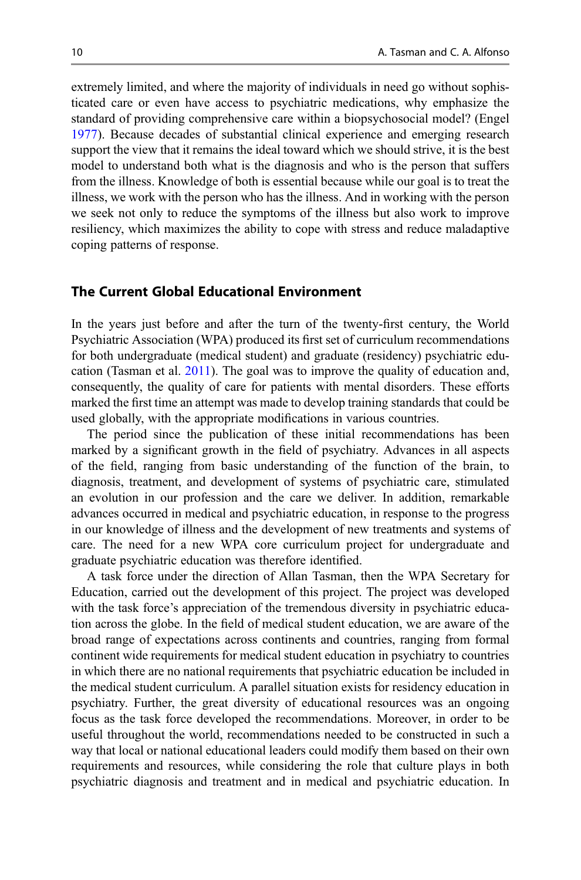extremely limited, and where the majority of individuals in need go without sophisticated care or even have access to psychiatric medications, why emphasize the standard of providing comprehensive care within a biopsychosocial model? (Engel 1977). Because decades of substantial clinical experience and emerging research support the view that it remains the ideal toward which we should strive, it is the best model to understand both what is the diagnosis and who is the person that suffers from the illness. Knowledge of both is essential because while our goal is to treat the illness, we work with the person who has the illness. And in working with the person we seek not only to reduce the symptoms of the illness but also work to improve resiliency, which maximizes the ability to cope with stress and reduce maladaptive coping patterns of response.

## The Current Global Educational Environment

In the years just before and after the turn of the twenty-first century, the World Psychiatric Association (WPA) produced its first set of curriculum recommendations for both undergraduate (medical student) and graduate (residency) psychiatric education (Tasman et al. 2011). The goal was to improve the quality of education and, consequently, the quality of care for patients with mental disorders. These efforts marked the first time an attempt was made to develop training standards that could be used globally, with the appropriate modifications in various countries.

The period since the publication of these initial recommendations has been marked by a significant growth in the field of psychiatry. Advances in all aspects of the field, ranging from basic understanding of the function of the brain, to diagnosis, treatment, and development of systems of psychiatric care, stimulated an evolution in our profession and the care we deliver. In addition, remarkable advances occurred in medical and psychiatric education, in response to the progress in our knowledge of illness and the development of new treatments and systems of care. The need for a new WPA core curriculum project for undergraduate and graduate psychiatric education was therefore identified.

A task force under the direction of Allan Tasman, then the WPA Secretary for Education, carried out the development of this project. The project was developed with the task force's appreciation of the tremendous diversity in psychiatric education across the globe. In the field of medical student education, we are aware of the broad range of expectations across continents and countries, ranging from formal continent wide requirements for medical student education in psychiatry to countries in which there are no national requirements that psychiatric education be included in the medical student curriculum. A parallel situation exists for residency education in psychiatry. Further, the great diversity of educational resources was an ongoing focus as the task force developed the recommendations. Moreover, in order to be useful throughout the world, recommendations needed to be constructed in such a way that local or national educational leaders could modify them based on their own requirements and resources, while considering the role that culture plays in both psychiatric diagnosis and treatment and in medical and psychiatric education. In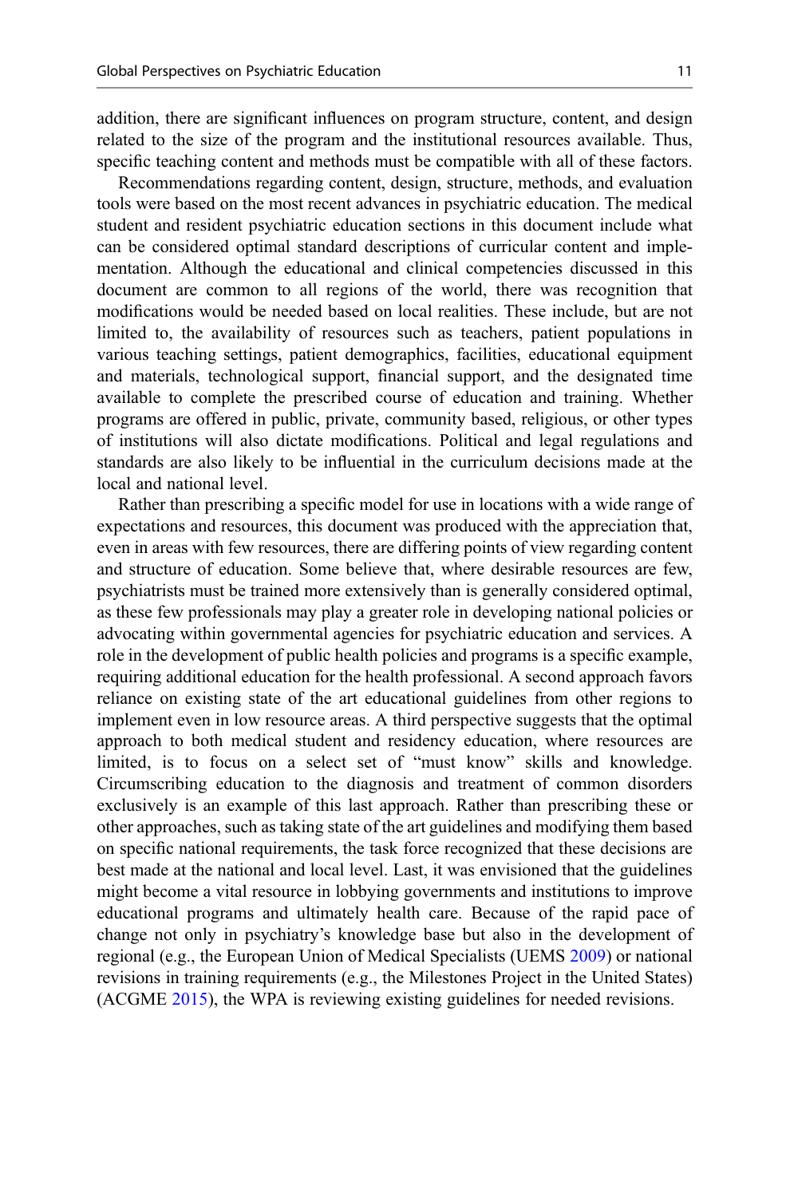addition, there are significant influences on program structure, content, and design related to the size of the program and the institutional resources available. Thus, specific teaching content and methods must be compatible with all of these factors.

Recommendations regarding content, design, structure, methods, and evaluation tools were based on the most recent advances in psychiatric education. The medical student and resident psychiatric education sections in this document include what can be considered optimal standard descriptions of curricular content and implementation. Although the educational and clinical competencies discussed in this document are common to all regions of the world, there was recognition that modifications would be needed based on local realities. These include, but are not limited to, the availability of resources such as teachers, patient populations in various teaching settings, patient demographics, facilities, educational equipment and materials, technological support, financial support, and the designated time available to complete the prescribed course of education and training. Whether programs are offered in public, private, community based, religious, or other types of institutions will also dictate modifications. Political and legal regulations and standards are also likely to be influential in the curriculum decisions made at the local and national level.

Rather than prescribing a specific model for use in locations with a wide range of expectations and resources, this document was produced with the appreciation that, even in areas with few resources, there are differing points of view regarding content and structure of education. Some believe that, where desirable resources are few, psychiatrists must be trained more extensively than is generally considered optimal, as these few professionals may play a greater role in developing national policies or advocating within governmental agencies for psychiatric education and services. A role in the development of public health policies and programs is a specific example, requiring additional education for the health professional. A second approach favors reliance on existing state of the art educational guidelines from other regions to implement even in low resource areas. A third perspective suggests that the optimal approach to both medical student and residency education, where resources are limited, is to focus on a select set of "must know" skills and knowledge. Circumscribing education to the diagnosis and treatment of common disorders exclusively is an example of this last approach. Rather than prescribing these or other approaches, such as taking state of the art guidelines and modifying them based on specific national requirements, the task force recognized that these decisions are best made at the national and local level. Last, it was envisioned that the guidelines might become a vital resource in lobbying governments and institutions to improve educational programs and ultimately health care. Because of the rapid pace of change not only in psychiatry's knowledge base but also in the development of regional (e.g., the European Union of Medical Specialists (UEMS 2009) or national revisions in training requirements (e.g., the Milestones Project in the United States) (ACGME 2015), the WPA is reviewing existing guidelines for needed revisions.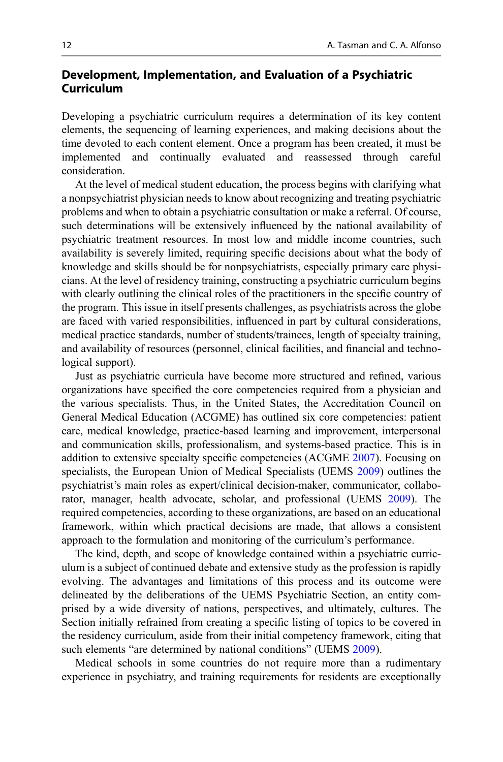## Development, Implementation, and Evaluation of a Psychiatric Curriculum

Developing a psychiatric curriculum requires a determination of its key content elements, the sequencing of learning experiences, and making decisions about the time devoted to each content element. Once a program has been created, it must be implemented and continually evaluated and reassessed through careful consideration.

At the level of medical student education, the process begins with clarifying what a nonpsychiatrist physician needs to know about recognizing and treating psychiatric problems and when to obtain a psychiatric consultation or make a referral. Of course, such determinations will be extensively influenced by the national availability of psychiatric treatment resources. In most low and middle income countries, such availability is severely limited, requiring specific decisions about what the body of knowledge and skills should be for nonpsychiatrists, especially primary care physicians. At the level of residency training, constructing a psychiatric curriculum begins with clearly outlining the clinical roles of the practitioners in the specific country of the program. This issue in itself presents challenges, as psychiatrists across the globe are faced with varied responsibilities, influenced in part by cultural considerations, medical practice standards, number of students/trainees, length of specialty training, and availability of resources (personnel, clinical facilities, and financial and technological support).

Just as psychiatric curricula have become more structured and refined, various organizations have specified the core competencies required from a physician and the various specialists. Thus, in the United States, the Accreditation Council on General Medical Education (ACGME) has outlined six core competencies: patient care, medical knowledge, practice-based learning and improvement, interpersonal and communication skills, professionalism, and systems-based practice. This is in addition to extensive specialty specific competencies (ACGME 2007). Focusing on specialists, the European Union of Medical Specialists (UEMS 2009) outlines the psychiatrist's main roles as expert/clinical decision-maker, communicator, collaborator, manager, health advocate, scholar, and professional (UEMS 2009). The required competencies, according to these organizations, are based on an educational framework, within which practical decisions are made, that allows a consistent approach to the formulation and monitoring of the curriculum's performance.

The kind, depth, and scope of knowledge contained within a psychiatric curriculum is a subject of continued debate and extensive study as the profession is rapidly evolving. The advantages and limitations of this process and its outcome were delineated by the deliberations of the UEMS Psychiatric Section, an entity comprised by a wide diversity of nations, perspectives, and ultimately, cultures. The Section initially refrained from creating a specific listing of topics to be covered in the residency curriculum, aside from their initial competency framework, citing that such elements "are determined by national conditions" (UEMS 2009).

Medical schools in some countries do not require more than a rudimentary experience in psychiatry, and training requirements for residents are exceptionally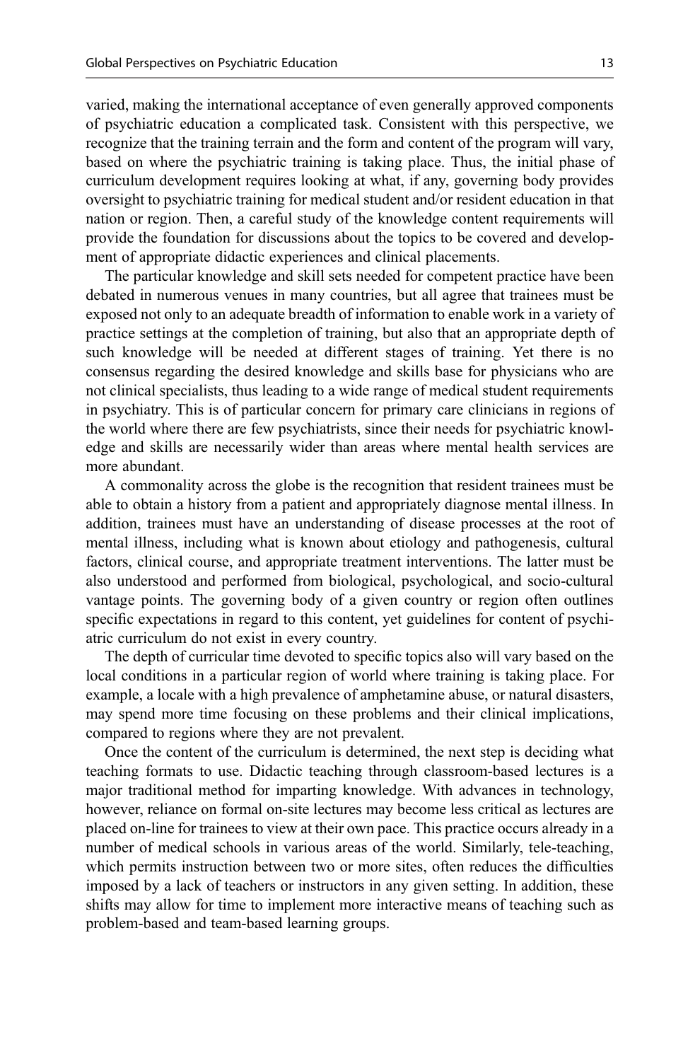varied, making the international acceptance of even generally approved components of psychiatric education a complicated task. Consistent with this perspective, we recognize that the training terrain and the form and content of the program will vary, based on where the psychiatric training is taking place. Thus, the initial phase of curriculum development requires looking at what, if any, governing body provides oversight to psychiatric training for medical student and/or resident education in that nation or region. Then, a careful study of the knowledge content requirements will provide the foundation for discussions about the topics to be covered and development of appropriate didactic experiences and clinical placements.

The particular knowledge and skill sets needed for competent practice have been debated in numerous venues in many countries, but all agree that trainees must be exposed not only to an adequate breadth of information to enable work in a variety of practice settings at the completion of training, but also that an appropriate depth of such knowledge will be needed at different stages of training. Yet there is no consensus regarding the desired knowledge and skills base for physicians who are not clinical specialists, thus leading to a wide range of medical student requirements in psychiatry. This is of particular concern for primary care clinicians in regions of the world where there are few psychiatrists, since their needs for psychiatric knowledge and skills are necessarily wider than areas where mental health services are more abundant.

A commonality across the globe is the recognition that resident trainees must be able to obtain a history from a patient and appropriately diagnose mental illness. In addition, trainees must have an understanding of disease processes at the root of mental illness, including what is known about etiology and pathogenesis, cultural factors, clinical course, and appropriate treatment interventions. The latter must be also understood and performed from biological, psychological, and socio-cultural vantage points. The governing body of a given country or region often outlines specific expectations in regard to this content, yet guidelines for content of psychiatric curriculum do not exist in every country.

The depth of curricular time devoted to specific topics also will vary based on the local conditions in a particular region of world where training is taking place. For example, a locale with a high prevalence of amphetamine abuse, or natural disasters, may spend more time focusing on these problems and their clinical implications, compared to regions where they are not prevalent.

Once the content of the curriculum is determined, the next step is deciding what teaching formats to use. Didactic teaching through classroom-based lectures is a major traditional method for imparting knowledge. With advances in technology, however, reliance on formal on-site lectures may become less critical as lectures are placed on-line for trainees to view at their own pace. This practice occurs already in a number of medical schools in various areas of the world. Similarly, tele-teaching, which permits instruction between two or more sites, often reduces the difficulties imposed by a lack of teachers or instructors in any given setting. In addition, these shifts may allow for time to implement more interactive means of teaching such as problem-based and team-based learning groups.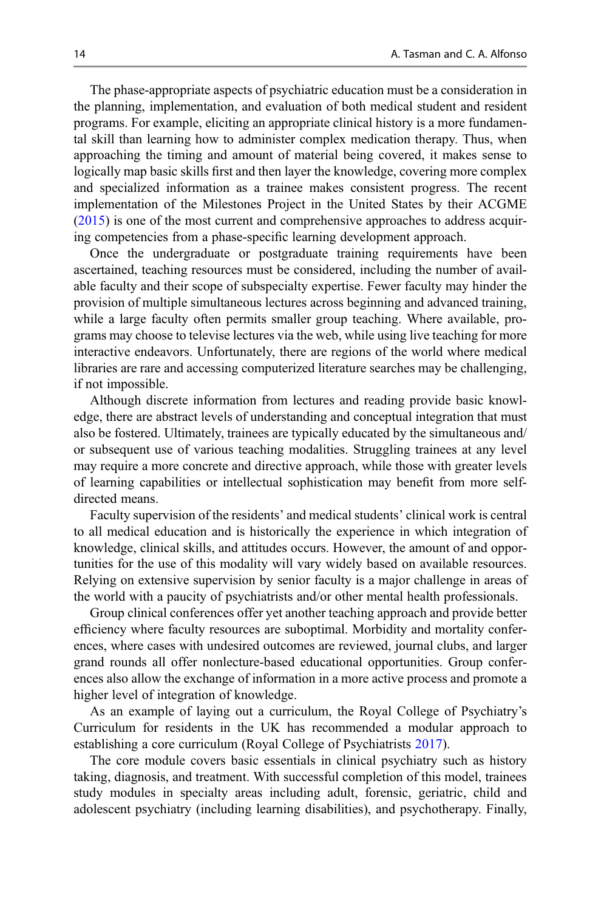The phase-appropriate aspects of psychiatric education must be a consideration in the planning, implementation, and evaluation of both medical student and resident programs. For example, eliciting an appropriate clinical history is a more fundamental skill than learning how to administer complex medication therapy. Thus, when approaching the timing and amount of material being covered, it makes sense to logically map basic skills first and then layer the knowledge, covering more complex and specialized information as a trainee makes consistent progress. The recent implementation of the Milestones Project in the United States by their ACGME (2015) is one of the most current and comprehensive approaches to address acquiring competencies from a phase-specific learning development approach.

Once the undergraduate or postgraduate training requirements have been ascertained, teaching resources must be considered, including the number of available faculty and their scope of subspecialty expertise. Fewer faculty may hinder the provision of multiple simultaneous lectures across beginning and advanced training, while a large faculty often permits smaller group teaching. Where available, programs may choose to televise lectures via the web, while using live teaching for more interactive endeavors. Unfortunately, there are regions of the world where medical libraries are rare and accessing computerized literature searches may be challenging, if not impossible.

Although discrete information from lectures and reading provide basic knowledge, there are abstract levels of understanding and conceptual integration that must also be fostered. Ultimately, trainees are typically educated by the simultaneous and/or subsequent use of various teaching modalities. Struggling trainees at any level may require a more concrete and directive approach, while those with greater levels of learning capabilities or intellectual sophistication may benefit from more self-directed means.

Faculty supervision of the residents' and medical students' clinical work is central to all medical education and is historically the experience in which integration of knowledge, clinical skills, and attitudes occurs. However, the amount of and opportunities for the use of this modality will vary widely based on available resources. Relying on extensive supervision by senior faculty is a major challenge in areas of the world with a paucity of psychiatrists and/or other mental health professionals.

Group clinical conferences offer yet another teaching approach and provide better efficiency where faculty resources are suboptimal. Morbidity and mortality conferences, where cases with undesired outcomes are reviewed, journal clubs, and larger grand rounds all offer nonlecture-based educational opportunities. Group conferences also allow the exchange of information in a more active process and promote a higher level of integration of knowledge.

As an example of laying out a curriculum, the Royal College of Psychiatry's Curriculum for residents in the UK has recommended a modular approach to establishing a core curriculum (Royal College of Psychiatrists 2017).

The core module covers basic essentials in clinical psychiatry such as history taking, diagnosis, and treatment. With successful completion of this model, trainees study modules in specialty areas including adult, forensic, geriatric, child and adolescent psychiatry (including learning disabilities), and psychotherapy. Finally,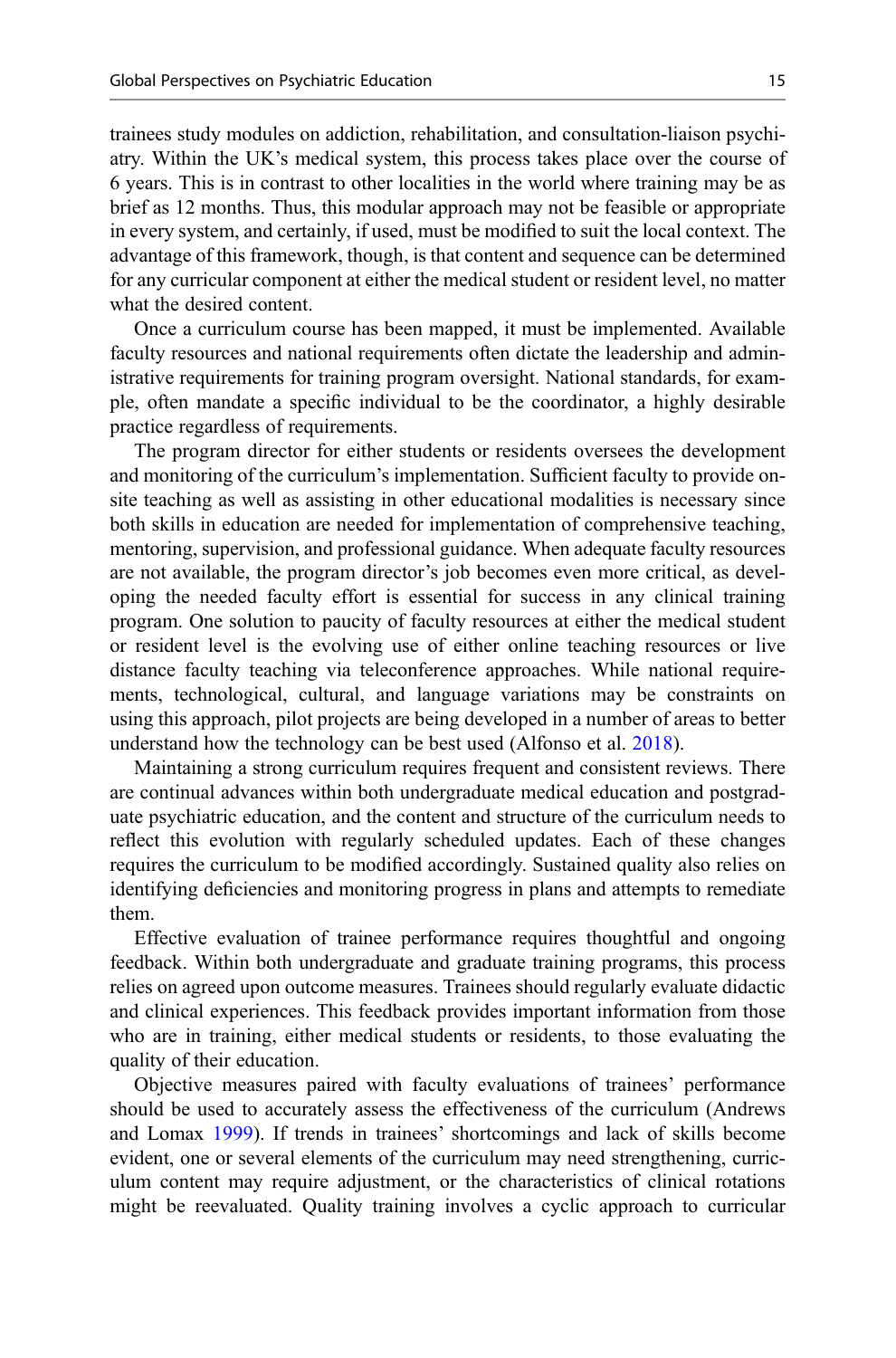trainees study modules on addiction, rehabilitation, and consultation-liaison psychiatry. Within the UK's medical system, this process takes place over the course of 6 years. This is in contrast to other localities in the world where training may be as brief as 12 months. Thus, this modular approach may not be feasible or appropriate in every system, and certainly, if used, must be modified to suit the local context. The advantage of this framework, though, is that content and sequence can be determined for any curricular component at either the medical student or resident level, no matter what the desired content.

Once a curriculum course has been mapped, it must be implemented. Available faculty resources and national requirements often dictate the leadership and administrative requirements for training program oversight. National standards, for example, often mandate a specific individual to be the coordinator, a highly desirable practice regardless of requirements.

The program director for either students or residents oversees the development and monitoring of the curriculum's implementation. Sufficient faculty to provide on-site teaching as well as assisting in other educational modalities is necessary since both skills in education are needed for implementation of comprehensive teaching, mentoring, supervision, and professional guidance. When adequate faculty resources are not available, the program director's job becomes even more critical, as developing the needed faculty effort is essential for success in any clinical training program. One solution to paucity of faculty resources at either the medical student or resident level is the evolving use of either online teaching resources or live distance faculty teaching via teleconference approaches. While national requirements, technological, cultural, and language variations may be constraints on using this approach, pilot projects are being developed in a number of areas to better understand how the technology can be best used (Alfonso et al. 2018).

Maintaining a strong curriculum requires frequent and consistent reviews. There are continual advances within both undergraduate medical education and postgraduate psychiatric education, and the content and structure of the curriculum needs to reflect this evolution with regularly scheduled updates. Each of these changes requires the curriculum to be modified accordingly. Sustained quality also relies on identifying deficiencies and monitoring progress in plans and attempts to remediate them.

Effective evaluation of trainee performance requires thoughtful and ongoing feedback. Within both undergraduate and graduate training programs, this process relies on agreed upon outcome measures. Trainees should regularly evaluate didactic and clinical experiences. This feedback provides important information from those who are in training, either medical students or residents, to those evaluating the quality of their education.

Objective measures paired with faculty evaluations of trainees' performance should be used to accurately assess the effectiveness of the curriculum (Andrews and Lomax 1999). If trends in trainees' shortcomings and lack of skills become evident, one or several elements of the curriculum may need strengthening, curriculum content may require adjustment, or the characteristics of clinical rotations might be reevaluated. Quality training involves a cyclic approach to curricular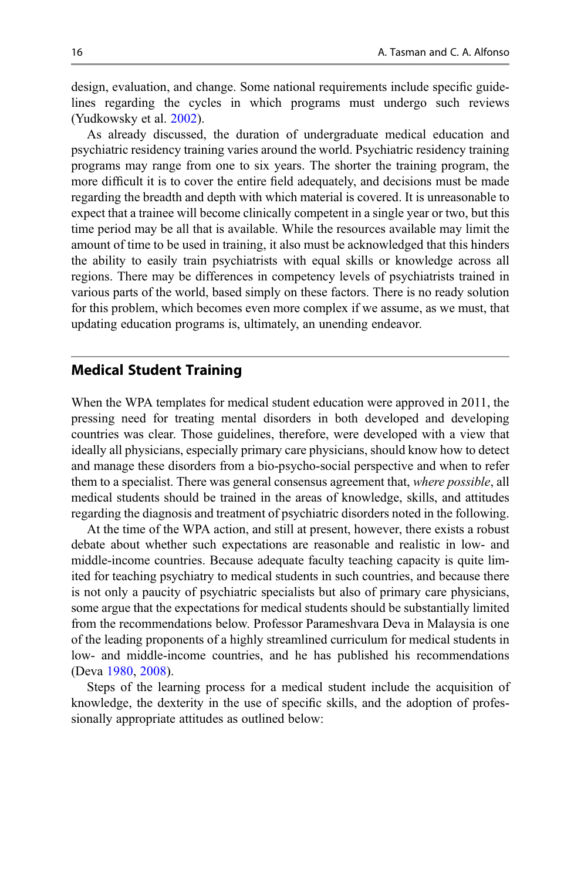design, evaluation, and change. Some national requirements include specific guidelines regarding the cycles in which programs must undergo such reviews (Yudkowsky et al. 2002).

As already discussed, the duration of undergraduate medical education and psychiatric residency training varies around the world. Psychiatric residency training programs may range from one to six years. The shorter the training program, the more difficult it is to cover the entire field adequately, and decisions must be made regarding the breadth and depth with which material is covered. It is unreasonable to expect that a trainee will become clinically competent in a single year or two, but this time period may be all that is available. While the resources available may limit the amount of time to be used in training, it also must be acknowledged that this hinders the ability to easily train psychiatrists with equal skills or knowledge across all regions. There may be differences in competency levels of psychiatrists trained in various parts of the world, based simply on these factors. There is no ready solution for this problem, which becomes even more complex if we assume, as we must, that updating education programs is, ultimately, an unending endeavor.

## Medical Student Training

When the WPA templates for medical student education were approved in 2011, the pressing need for treating mental disorders in both developed and developing countries was clear. Those guidelines, therefore, were developed with a view that ideally all physicians, especially primary care physicians, should know how to detect and manage these disorders from a bio-psycho-social perspective and when to refer them to a specialist. There was general consensus agreement that, *where possible*, all medical students should be trained in the areas of knowledge, skills, and attitudes regarding the diagnosis and treatment of psychiatric disorders noted in the following.

At the time of the WPA action, and still at present, however, there exists a robust debate about whether such expectations are reasonable and realistic in low- and middle-income countries. Because adequate faculty teaching capacity is quite limited for teaching psychiatry to medical students in such countries, and because there is not only a paucity of psychiatric specialists but also of primary care physicians, some argue that the expectations for medical students should be substantially limited from the recommendations below. Professor Parameshvara Deva in Malaysia is one of the leading proponents of a highly streamlined curriculum for medical students in low- and middle-income countries, and he has published his recommendations (Deva 1980, 2008).

Steps of the learning process for a medical student include the acquisition of knowledge, the dexterity in the use of specific skills, and the adoption of professionally appropriate attitudes as outlined below: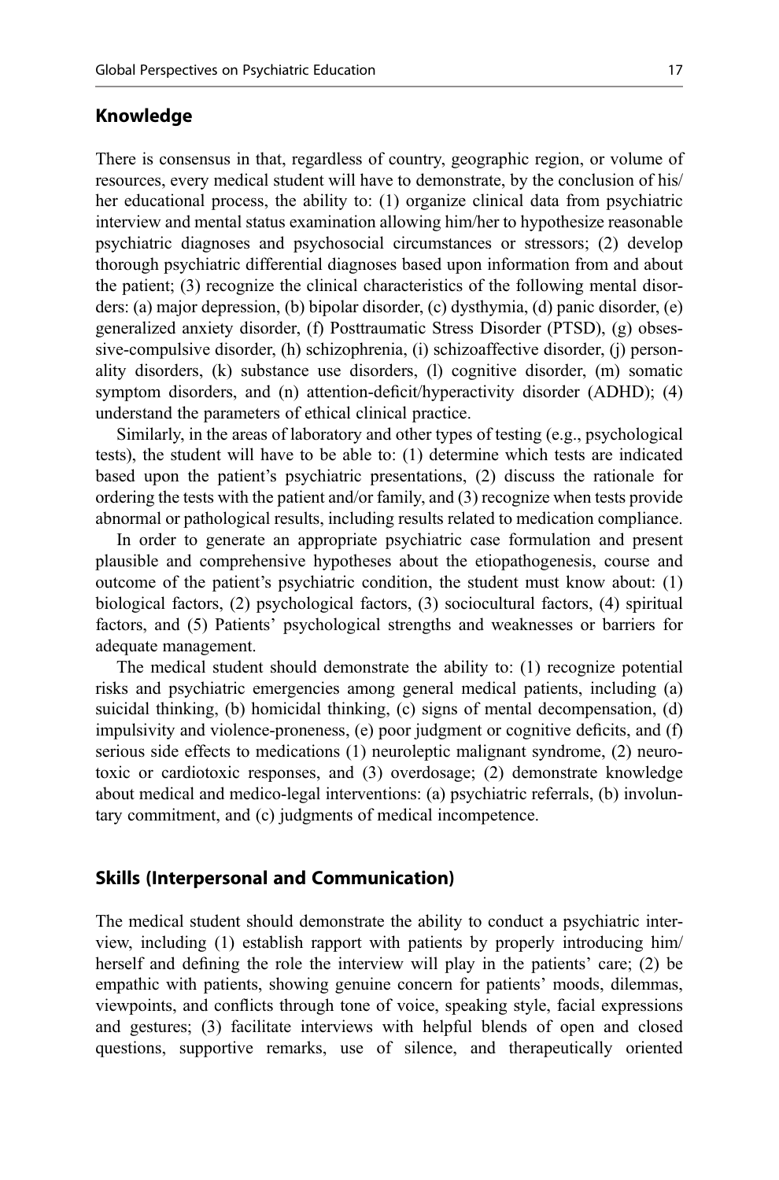## Knowledge

There is consensus in that, regardless of country, geographic region, or volume of resources, every medical student will have to demonstrate, by the conclusion of his/her educational process, the ability to: (1) organize clinical data from psychiatric interview and mental status examination allowing him/her to hypothesize reasonable psychiatric diagnoses and psychosocial circumstances or stressors; (2) develop thorough psychiatric differential diagnoses based upon information from and about the patient; (3) recognize the clinical characteristics of the following mental disorders: (a) major depression, (b) bipolar disorder, (c) dysthymia, (d) panic disorder, (e) generalized anxiety disorder, (f) Posttraumatic Stress Disorder (PTSD), (g) obsessive-compulsive disorder, (h) schizophrenia, (i) schizoaffective disorder, (j) personality disorders, (k) substance use disorders, (l) cognitive disorder, (m) somatic symptom disorders, and (n) attention-deficit/hyperactivity disorder (ADHD); (4) understand the parameters of ethical clinical practice.

Similarly, in the areas of laboratory and other types of testing (e.g., psychological tests), the student will have to be able to: (1) determine which tests are indicated based upon the patient's psychiatric presentations, (2) discuss the rationale for ordering the tests with the patient and/or family, and (3) recognize when tests provide abnormal or pathological results, including results related to medication compliance.

In order to generate an appropriate psychiatric case formulation and present plausible and comprehensive hypotheses about the etiopathogenesis, course and outcome of the patient's psychiatric condition, the student must know about: (1) biological factors, (2) psychological factors, (3) sociocultural factors, (4) spiritual factors, and (5) Patients' psychological strengths and weaknesses or barriers for adequate management.

The medical student should demonstrate the ability to: (1) recognize potential risks and psychiatric emergencies among general medical patients, including (a) suicidal thinking, (b) homicidal thinking, (c) signs of mental decompensation, (d) impulsivity and violence-proneness, (e) poor judgment or cognitive deficits, and (f) serious side effects to medications (1) neuroleptic malignant syndrome, (2) neurotoxic or cardiotoxic responses, and (3) overdosage; (2) demonstrate knowledge about medical and medico-legal interventions: (a) psychiatric referrals, (b) involuntary commitment, and (c) judgments of medical incompetence.

## Skills (Interpersonal and Communication)

The medical student should demonstrate the ability to conduct a psychiatric interview, including (1) establish rapport with patients by properly introducing him/herself and defining the role the interview will play in the patients' care; (2) be empathic with patients, showing genuine concern for patients' moods, dilemmas, viewpoints, and conflicts through tone of voice, speaking style, facial expressions and gestures; (3) facilitate interviews with helpful blends of open and closed questions, supportive remarks, use of silence, and therapeutically oriented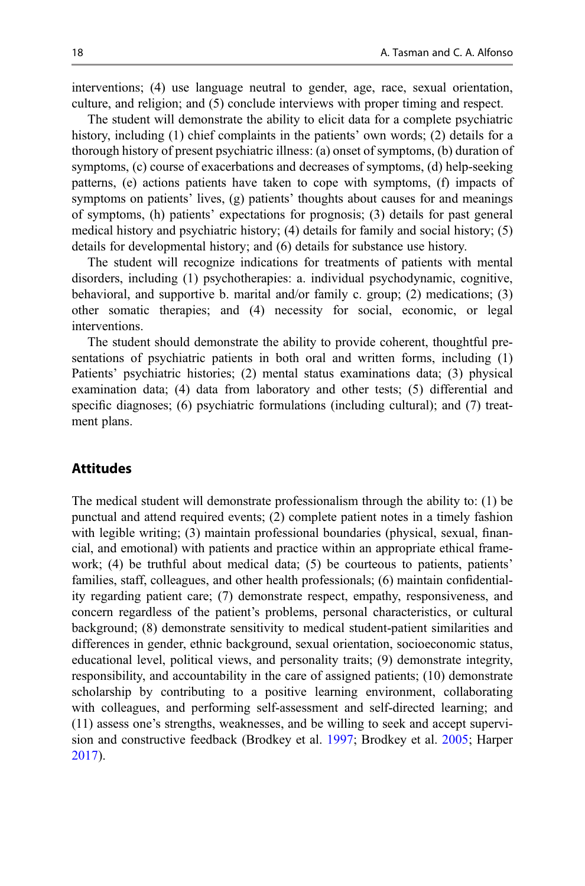interventions; (4) use language neutral to gender, age, race, sexual orientation, culture, and religion; and (5) conclude interviews with proper timing and respect.

The student will demonstrate the ability to elicit data for a complete psychiatric history, including (1) chief complaints in the patients' own words; (2) details for a thorough history of present psychiatric illness: (a) onset of symptoms, (b) duration of symptoms, (c) course of exacerbations and decreases of symptoms, (d) help-seeking patterns, (e) actions patients have taken to cope with symptoms, (f) impacts of symptoms on patients' lives, (g) patients' thoughts about causes for and meanings of symptoms, (h) patients' expectations for prognosis; (3) details for past general medical history and psychiatric history; (4) details for family and social history; (5) details for developmental history; and (6) details for substance use history.

The student will recognize indications for treatments of patients with mental disorders, including (1) psychotherapies: a. individual psychodynamic, cognitive, behavioral, and supportive b. marital and/or family c. group; (2) medications; (3) other somatic therapies; and (4) necessity for social, economic, or legal interventions.

The student should demonstrate the ability to provide coherent, thoughtful presentations of psychiatric patients in both oral and written forms, including (1) Patients' psychiatric histories; (2) mental status examinations data; (3) physical examination data; (4) data from laboratory and other tests; (5) differential and specific diagnoses; (6) psychiatric formulations (including cultural); and (7) treatment plans.

## Attitudes

The medical student will demonstrate professionalism through the ability to: (1) be punctual and attend required events; (2) complete patient notes in a timely fashion with legible writing; (3) maintain professional boundaries (physical, sexual, financial, and emotional) with patients and practice within an appropriate ethical framework; (4) be truthful about medical data; (5) be courteous to patients, patients' families, staff, colleagues, and other health professionals; (6) maintain confidentiality regarding patient care; (7) demonstrate respect, empathy, responsiveness, and concern regardless of the patient's problems, personal characteristics, or cultural background; (8) demonstrate sensitivity to medical student-patient similarities and differences in gender, ethnic background, sexual orientation, socioeconomic status, educational level, political views, and personality traits; (9) demonstrate integrity, responsibility, and accountability in the care of assigned patients; (10) demonstrate scholarship by contributing to a positive learning environment, collaborating with colleagues, and performing self-assessment and self-directed learning; and (11) assess one's strengths, weaknesses, and be willing to seek and accept supervision and constructive feedback (Brodkey et al. 1997; Brodkey et al. 2005; Harper 2017).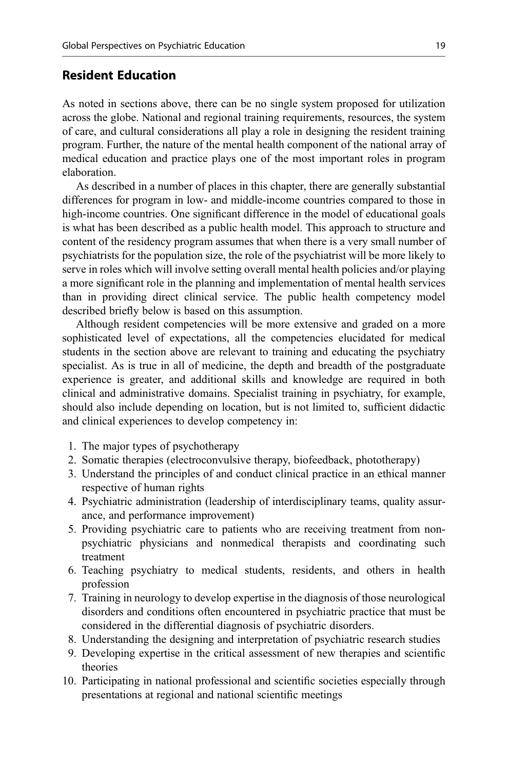## Resident Education

As noted in sections above, there can be no single system proposed for utilization across the globe. National and regional training requirements, resources, the system of care, and cultural considerations all play a role in designing the resident training program. Further, the nature of the mental health component of the national array of medical education and practice plays one of the most important roles in program elaboration.

As described in a number of places in this chapter, there are generally substantial differences for program in low- and middle-income countries compared to those in high-income countries. One significant difference in the model of educational goals is what has been described as a public health model. This approach to structure and content of the residency program assumes that when there is a very small number of psychiatrists for the population size, the role of the psychiatrist will be more likely to serve in roles which will involve setting overall mental health policies and/or playing a more significant role in the planning and implementation of mental health services than in providing direct clinical service. The public health competency model described briefly below is based on this assumption.

Although resident competencies will be more extensive and graded on a more sophisticated level of expectations, all the competencies elucidated for medical students in the section above are relevant to training and educating the psychiatry specialist. As is true in all of medicine, the depth and breadth of the postgraduate experience is greater, and additional skills and knowledge are required in both clinical and administrative domains. Specialist training in psychiatry, for example, should also include depending on location, but is not limited to, sufficient didactic and clinical experiences to develop competency in:

1. The major types of psychotherapy
2. Somatic therapies (electroconvulsive therapy, biofeedback, phototherapy)
3. Understand the principles of and conduct clinical practice in an ethical manner respective of human rights
4. Psychiatric administration (leadership of interdisciplinary teams, quality assurance, and performance improvement)
5. Providing psychiatric care to patients who are receiving treatment from non-psychiatric physicians and nonmedical therapists and coordinating such treatment
6. Teaching psychiatry to medical students, residents, and others in health profession
7. Training in neurology to develop expertise in the diagnosis of those neurological disorders and conditions often encountered in psychiatric practice that must be considered in the differential diagnosis of psychiatric disorders.
8. Understanding the designing and interpretation of psychiatric research studies
9. Developing expertise in the critical assessment of new therapies and scientific theories
10. Participating in national professional and scientific societies especially through presentations at regional and national scientific meetings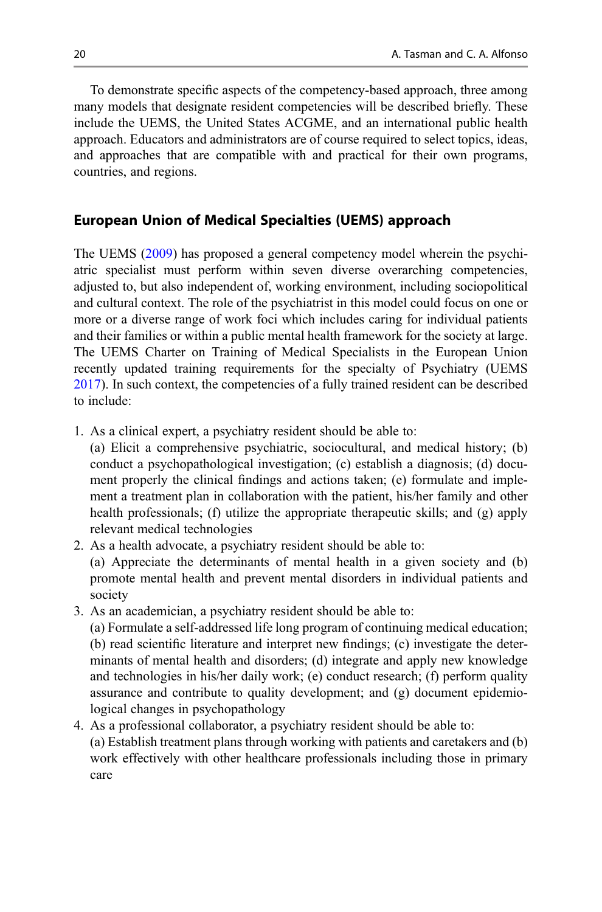To demonstrate specific aspects of the competency-based approach, three among many models that designate resident competencies will be described briefly. These include the UEMS, the United States ACGME, and an international public health approach. Educators and administrators are of course required to select topics, ideas, and approaches that are compatible with and practical for their own programs, countries, and regions.

## European Union of Medical Specialties (UEMS) approach

The UEMS (2009) has proposed a general competency model wherein the psychiatric specialist must perform within seven diverse overarching competencies, adjusted to, but also independent of, working environment, including sociopolitical and cultural context. The role of the psychiatrist in this model could focus on one or more or a diverse range of work foci which includes caring for individual patients and their families or within a public mental health framework for the society at large. The UEMS Charter on Training of Medical Specialists in the European Union recently updated training requirements for the specialty of Psychiatry (UEMS 2017). In such context, the competencies of a fully trained resident can be described to include:

1. As a clinical expert, a psychiatry resident should be able to:
   (a) Elicit a comprehensive psychiatric, sociocultural, and medical history; (b) conduct a psychopathological investigation; (c) establish a diagnosis; (d) document properly the clinical findings and actions taken; (e) formulate and implement a treatment plan in collaboration with the patient, his/her family and other health professionals; (f) utilize the appropriate therapeutic skills; and (g) apply relevant medical technologies
2. As a health advocate, a psychiatry resident should be able to:
   (a) Appreciate the determinants of mental health in a given society and (b) promote mental health and prevent mental disorders in individual patients and society
3. As an academician, a psychiatry resident should be able to:
   (a) Formulate a self-addressed life long program of continuing medical education; (b) read scientific literature and interpret new findings; (c) investigate the determinants of mental health and disorders; (d) integrate and apply new knowledge and technologies in his/her daily work; (e) conduct research; (f) perform quality assurance and contribute to quality development; and (g) document epidemiological changes in psychopathology
4. As a professional collaborator, a psychiatry resident should be able to:
   (a) Establish treatment plans through working with patients and caretakers and (b) work effectively with other healthcare professionals including those in primary care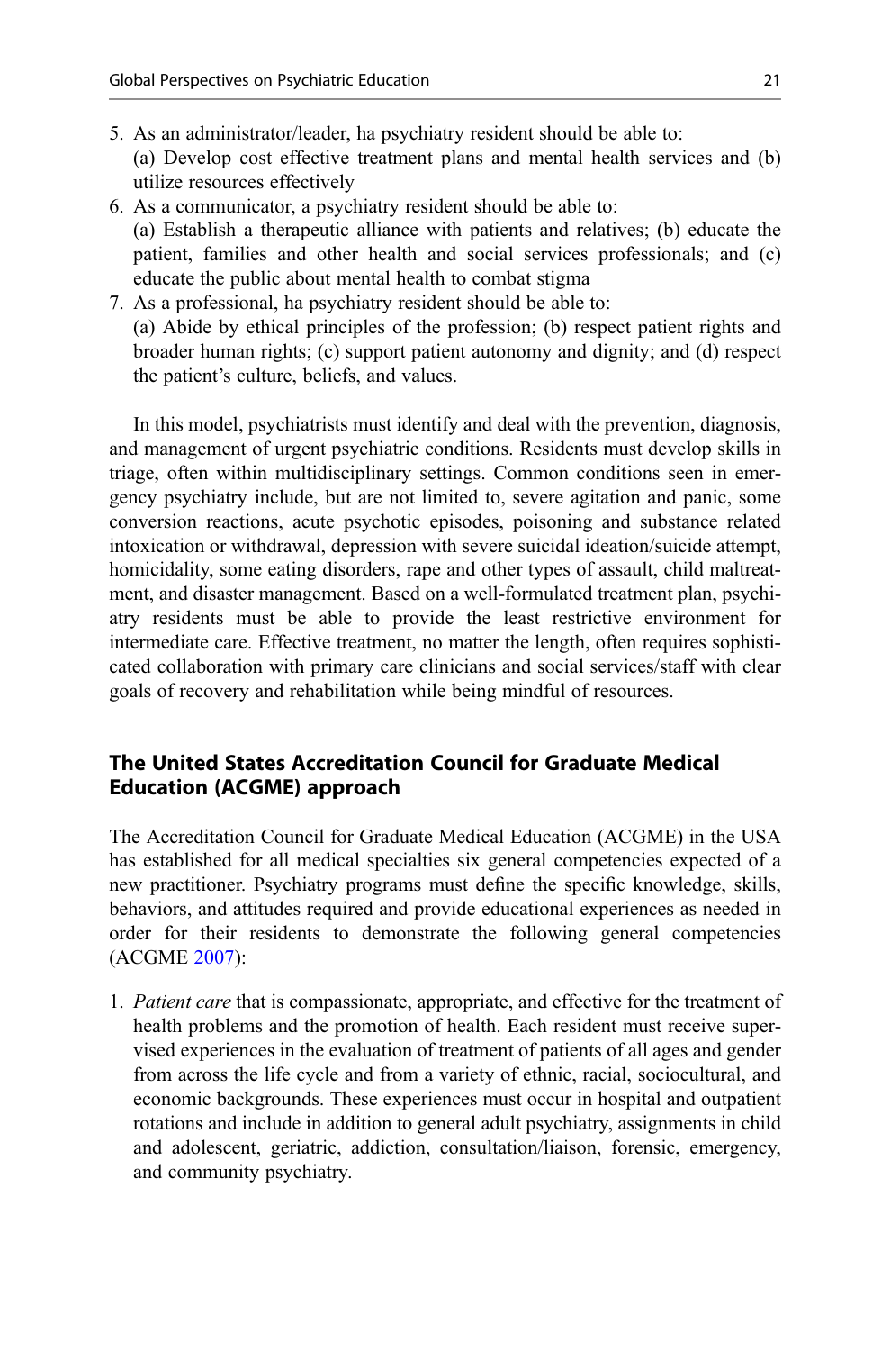5. As an administrator/leader, ha psychiatry resident should be able to:
   (a) Develop cost effective treatment plans and mental health services and (b) utilize resources effectively
6. As a communicator, a psychiatry resident should be able to:
   (a) Establish a therapeutic alliance with patients and relatives; (b) educate the patient, families and other health and social services professionals; and (c) educate the public about mental health to combat stigma
7. As a professional, ha psychiatry resident should be able to:
   (a) Abide by ethical principles of the profession; (b) respect patient rights and broader human rights; (c) support patient autonomy and dignity; and (d) respect the patient's culture, beliefs, and values.

In this model, psychiatrists must identify and deal with the prevention, diagnosis, and management of urgent psychiatric conditions. Residents must develop skills in triage, often within multidisciplinary settings. Common conditions seen in emergency psychiatry include, but are not limited to, severe agitation and panic, some conversion reactions, acute psychotic episodes, poisoning and substance related intoxication or withdrawal, depression with severe suicidal ideation/suicide attempt, homicidality, some eating disorders, rape and other types of assault, child maltreatment, and disaster management. Based on a well-formulated treatment plan, psychiatry residents must be able to provide the least restrictive environment for intermediate care. Effective treatment, no matter the length, often requires sophisticated collaboration with primary care clinicians and social services/staff with clear goals of recovery and rehabilitation while being mindful of resources.

## The United States Accreditation Council for Graduate Medical Education (ACGME) approach

The Accreditation Council for Graduate Medical Education (ACGME) in the USA has established for all medical specialties six general competencies expected of a new practitioner. Psychiatry programs must define the specific knowledge, skills, behaviors, and attitudes required and provide educational experiences as needed in order for their residents to demonstrate the following general competencies (ACGME 2007):

1. *Patient care* that is compassionate, appropriate, and effective for the treatment of health problems and the promotion of health. Each resident must receive supervised experiences in the evaluation of treatment of patients of all ages and gender from across the life cycle and from a variety of ethnic, racial, sociocultural, and economic backgrounds. These experiences must occur in hospital and outpatient rotations and include in addition to general adult psychiatry, assignments in child and adolescent, geriatric, addiction, consultation/liaison, forensic, emergency, and community psychiatry.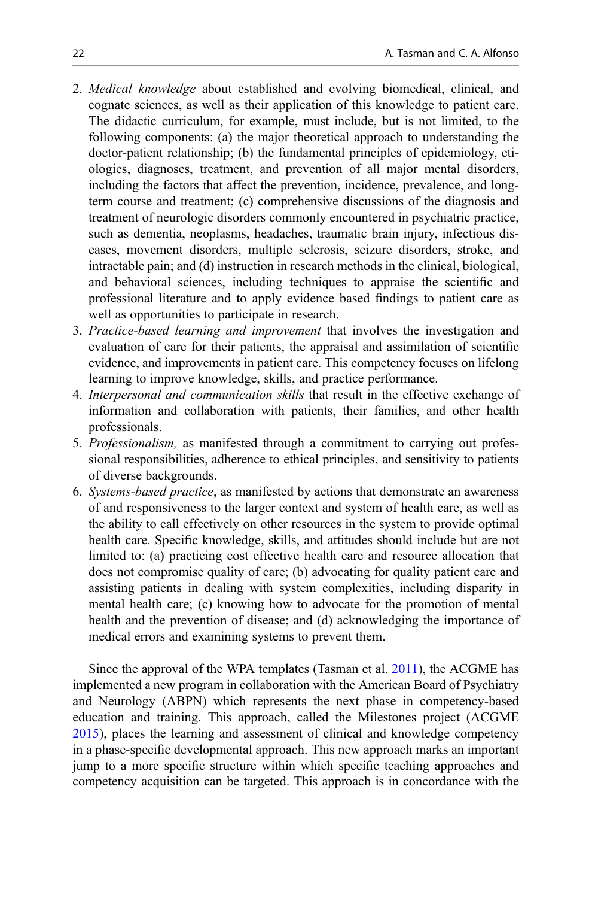2. *Medical knowledge* about established and evolving biomedical, clinical, and cognate sciences, as well as their application of this knowledge to patient care. The didactic curriculum, for example, must include, but is not limited, to the following components: (a) the major theoretical approach to understanding the doctor-patient relationship; (b) the fundamental principles of epidemiology, etiologies, diagnoses, treatment, and prevention of all major mental disorders, including the factors that affect the prevention, incidence, prevalence, and long-term course and treatment; (c) comprehensive discussions of the diagnosis and treatment of neurologic disorders commonly encountered in psychiatric practice, such as dementia, neoplasms, headaches, traumatic brain injury, infectious diseases, movement disorders, multiple sclerosis, seizure disorders, stroke, and intractable pain; and (d) instruction in research methods in the clinical, biological, and behavioral sciences, including techniques to appraise the scientific and professional literature and to apply evidence based findings to patient care as well as opportunities to participate in research.
3. *Practice-based learning and improvement* that involves the investigation and evaluation of care for their patients, the appraisal and assimilation of scientific evidence, and improvements in patient care. This competency focuses on lifelong learning to improve knowledge, skills, and practice performance.
4. *Interpersonal and communication skills* that result in the effective exchange of information and collaboration with patients, their families, and other health professionals.
5. *Professionalism,* as manifested through a commitment to carrying out professional responsibilities, adherence to ethical principles, and sensitivity to patients of diverse backgrounds.
6. *Systems-based practice*, as manifested by actions that demonstrate an awareness of and responsiveness to the larger context and system of health care, as well as the ability to call effectively on other resources in the system to provide optimal health care. Specific knowledge, skills, and attitudes should include but are not limited to: (a) practicing cost effective health care and resource allocation that does not compromise quality of care; (b) advocating for quality patient care and assisting patients in dealing with system complexities, including disparity in mental health care; (c) knowing how to advocate for the promotion of mental health and the prevention of disease; and (d) acknowledging the importance of medical errors and examining systems to prevent them.

Since the approval of the WPA templates (Tasman et al. 2011), the ACGME has implemented a new program in collaboration with the American Board of Psychiatry and Neurology (ABPN) which represents the next phase in competency-based education and training. This approach, called the Milestones project (ACGME 2015), places the learning and assessment of clinical and knowledge competency in a phase-specific developmental approach. This new approach marks an important jump to a more specific structure within which specific teaching approaches and competency acquisition can be targeted. This approach is in concordance with the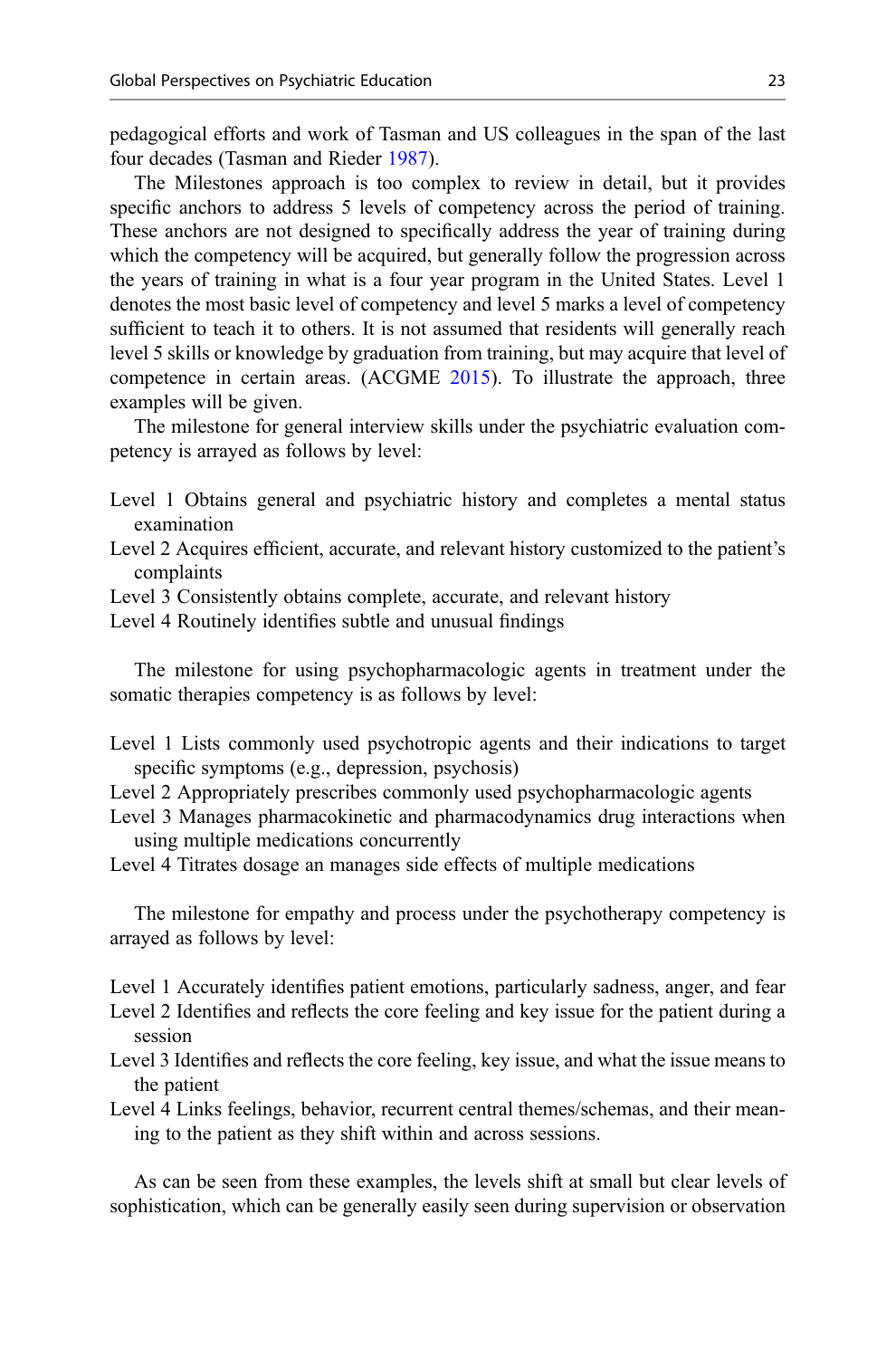pedagogical efforts and work of Tasman and US colleagues in the span of the last four decades (Tasman and Rieder 1987).

The Milestones approach is too complex to review in detail, but it provides specific anchors to address 5 levels of competency across the period of training. These anchors are not designed to specifically address the year of training during which the competency will be acquired, but generally follow the progression across the years of training in what is a four year program in the United States. Level 1 denotes the most basic level of competency and level 5 marks a level of competency sufficient to teach it to others. It is not assumed that residents will generally reach level 5 skills or knowledge by graduation from training, but may acquire that level of competence in certain areas. (ACGME 2015). To illustrate the approach, three examples will be given.

The milestone for general interview skills under the psychiatric evaluation competency is arrayed as follows by level:

Level 1 Obtains general and psychiatric history and completes a mental status examination
Level 2 Acquires efficient, accurate, and relevant history customized to the patient's complaints
Level 3 Consistently obtains complete, accurate, and relevant history
Level 4 Routinely identifies subtle and unusual findings

The milestone for using psychopharmacologic agents in treatment under the somatic therapies competency is as follows by level:

Level 1 Lists commonly used psychotropic agents and their indications to target specific symptoms (e.g., depression, psychosis)
Level 2 Appropriately prescribes commonly used psychopharmacologic agents
Level 3 Manages pharmacokinetic and pharmacodynamics drug interactions when using multiple medications concurrently
Level 4 Titrates dosage an manages side effects of multiple medications

The milestone for empathy and process under the psychotherapy competency is arrayed as follows by level:

Level 1 Accurately identifies patient emotions, particularly sadness, anger, and fear
Level 2 Identifies and reflects the core feeling and key issue for the patient during a session
Level 3 Identifies and reflects the core feeling, key issue, and what the issue means to the patient
Level 4 Links feelings, behavior, recurrent central themes/schemas, and their meaning to the patient as they shift within and across sessions.

As can be seen from these examples, the levels shift at small but clear levels of sophistication, which can be generally easily seen during supervision or observation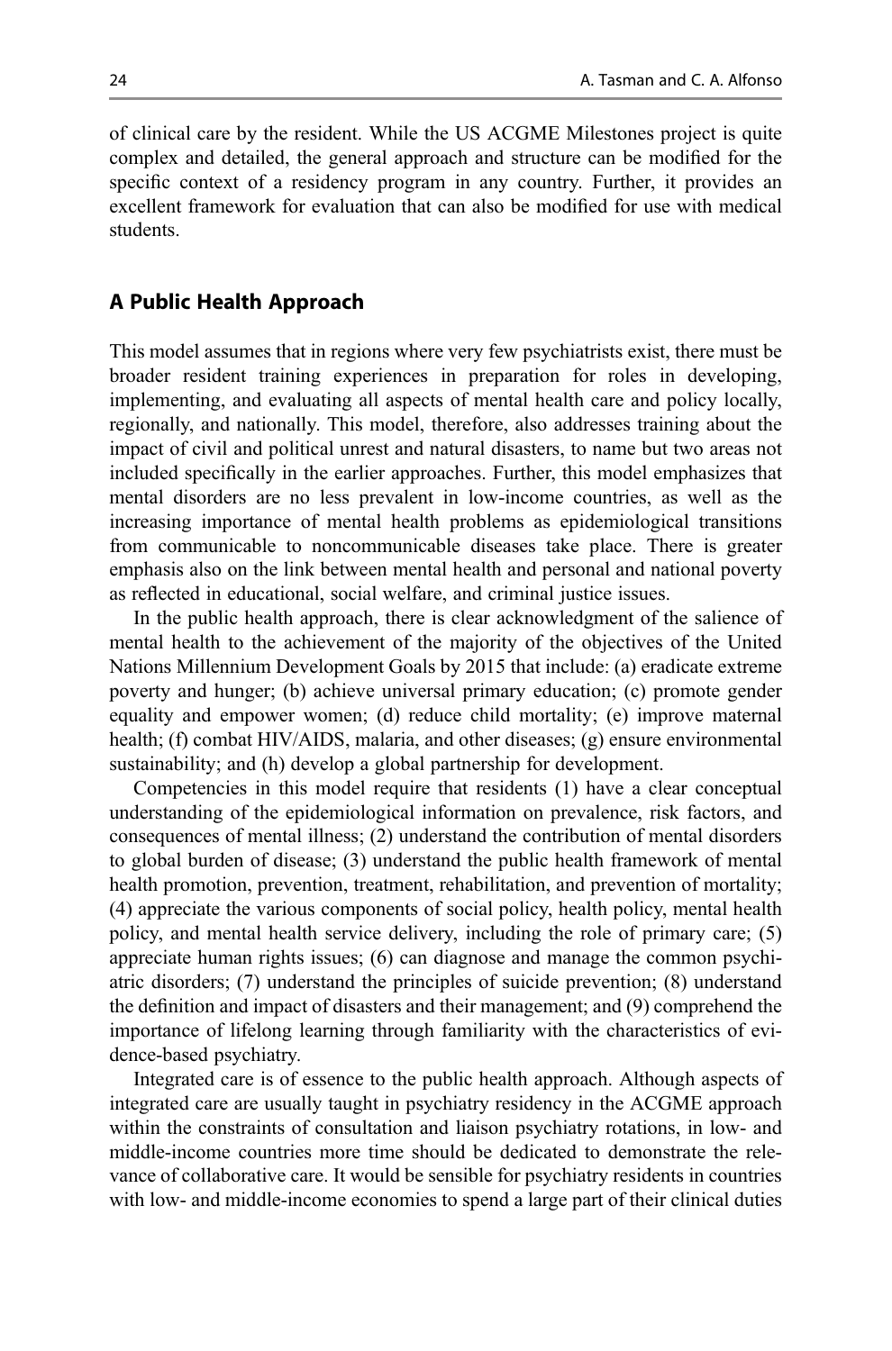of clinical care by the resident. While the US ACGME Milestones project is quite complex and detailed, the general approach and structure can be modified for the specific context of a residency program in any country. Further, it provides an excellent framework for evaluation that can also be modified for use with medical students.

## A Public Health Approach

This model assumes that in regions where very few psychiatrists exist, there must be broader resident training experiences in preparation for roles in developing, implementing, and evaluating all aspects of mental health care and policy locally, regionally, and nationally. This model, therefore, also addresses training about the impact of civil and political unrest and natural disasters, to name but two areas not included specifically in the earlier approaches. Further, this model emphasizes that mental disorders are no less prevalent in low-income countries, as well as the increasing importance of mental health problems as epidemiological transitions from communicable to noncommunicable diseases take place. There is greater emphasis also on the link between mental health and personal and national poverty as reflected in educational, social welfare, and criminal justice issues.

In the public health approach, there is clear acknowledgment of the salience of mental health to the achievement of the majority of the objectives of the United Nations Millennium Development Goals by 2015 that include: (a) eradicate extreme poverty and hunger; (b) achieve universal primary education; (c) promote gender equality and empower women; (d) reduce child mortality; (e) improve maternal health; (f) combat HIV/AIDS, malaria, and other diseases; (g) ensure environmental sustainability; and (h) develop a global partnership for development.

Competencies in this model require that residents (1) have a clear conceptual understanding of the epidemiological information on prevalence, risk factors, and consequences of mental illness; (2) understand the contribution of mental disorders to global burden of disease; (3) understand the public health framework of mental health promotion, prevention, treatment, rehabilitation, and prevention of mortality; (4) appreciate the various components of social policy, health policy, mental health policy, and mental health service delivery, including the role of primary care; (5) appreciate human rights issues; (6) can diagnose and manage the common psychiatric disorders; (7) understand the principles of suicide prevention; (8) understand the definition and impact of disasters and their management; and (9) comprehend the importance of lifelong learning through familiarity with the characteristics of evidence-based psychiatry.

Integrated care is of essence to the public health approach. Although aspects of integrated care are usually taught in psychiatry residency in the ACGME approach within the constraints of consultation and liaison psychiatry rotations, in low- and middle-income countries more time should be dedicated to demonstrate the relevance of collaborative care. It would be sensible for psychiatry residents in countries with low- and middle-income economies to spend a large part of their clinical duties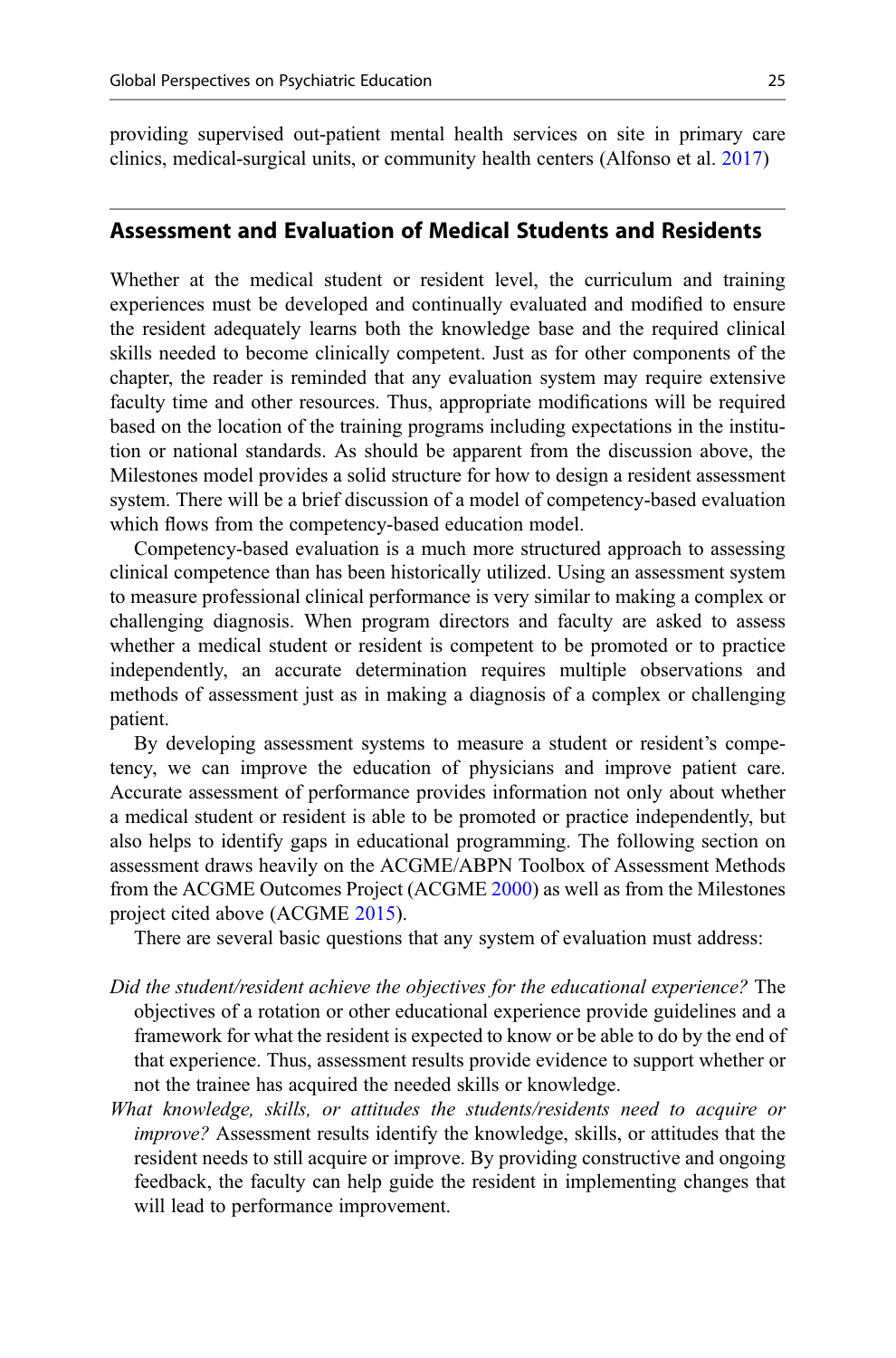providing supervised out-patient mental health services on site in primary care clinics, medical-surgical units, or community health centers (Alfonso et al. 2017)

## Assessment and Evaluation of Medical Students and Residents

Whether at the medical student or resident level, the curriculum and training experiences must be developed and continually evaluated and modified to ensure the resident adequately learns both the knowledge base and the required clinical skills needed to become clinically competent. Just as for other components of the chapter, the reader is reminded that any evaluation system may require extensive faculty time and other resources. Thus, appropriate modifications will be required based on the location of the training programs including expectations in the institution or national standards. As should be apparent from the discussion above, the Milestones model provides a solid structure for how to design a resident assessment system. There will be a brief discussion of a model of competency-based evaluation which flows from the competency-based education model.

Competency-based evaluation is a much more structured approach to assessing clinical competence than has been historically utilized. Using an assessment system to measure professional clinical performance is very similar to making a complex or challenging diagnosis. When program directors and faculty are asked to assess whether a medical student or resident is competent to be promoted or to practice independently, an accurate determination requires multiple observations and methods of assessment just as in making a diagnosis of a complex or challenging patient.

By developing assessment systems to measure a student or resident's competency, we can improve the education of physicians and improve patient care. Accurate assessment of performance provides information not only about whether a medical student or resident is able to be promoted or practice independently, but also helps to identify gaps in educational programming. The following section on assessment draws heavily on the ACGME/ABPN Toolbox of Assessment Methods from the ACGME Outcomes Project (ACGME 2000) as well as from the Milestones project cited above (ACGME 2015).

There are several basic questions that any system of evaluation must address:

*Did the student/resident achieve the objectives for the educational experience?* The objectives of a rotation or other educational experience provide guidelines and a framework for what the resident is expected to know or be able to do by the end of that experience. Thus, assessment results provide evidence to support whether or not the trainee has acquired the needed skills or knowledge.

*What knowledge, skills, or attitudes the students/residents need to acquire or improve?* Assessment results identify the knowledge, skills, or attitudes that the resident needs to still acquire or improve. By providing constructive and ongoing feedback, the faculty can help guide the resident in implementing changes that will lead to performance improvement.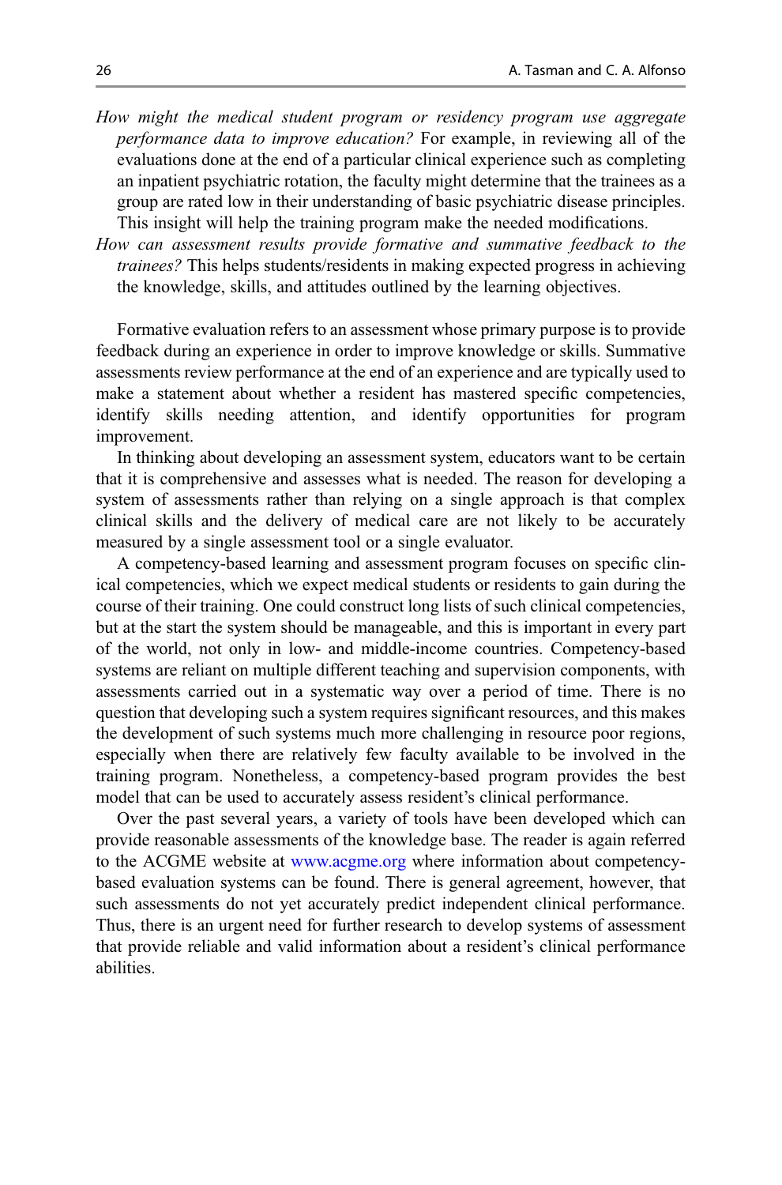*How might the medical student program or residency program use aggregate performance data to improve education?* For example, in reviewing all of the evaluations done at the end of a particular clinical experience such as completing an inpatient psychiatric rotation, the faculty might determine that the trainees as a group are rated low in their understanding of basic psychiatric disease principles. This insight will help the training program make the needed modifications.

*How can assessment results provide formative and summative feedback to the trainees?* This helps students/residents in making expected progress in achieving the knowledge, skills, and attitudes outlined by the learning objectives.

Formative evaluation refers to an assessment whose primary purpose is to provide feedback during an experience in order to improve knowledge or skills. Summative assessments review performance at the end of an experience and are typically used to make a statement about whether a resident has mastered specific competencies, identify skills needing attention, and identify opportunities for program improvement.

In thinking about developing an assessment system, educators want to be certain that it is comprehensive and assesses what is needed. The reason for developing a system of assessments rather than relying on a single approach is that complex clinical skills and the delivery of medical care are not likely to be accurately measured by a single assessment tool or a single evaluator.

A competency-based learning and assessment program focuses on specific clinical competencies, which we expect medical students or residents to gain during the course of their training. One could construct long lists of such clinical competencies, but at the start the system should be manageable, and this is important in every part of the world, not only in low- and middle-income countries. Competency-based systems are reliant on multiple different teaching and supervision components, with assessments carried out in a systematic way over a period of time. There is no question that developing such a system requires significant resources, and this makes the development of such systems much more challenging in resource poor regions, especially when there are relatively few faculty available to be involved in the training program. Nonetheless, a competency-based program provides the best model that can be used to accurately assess resident's clinical performance.

Over the past several years, a variety of tools have been developed which can provide reasonable assessments of the knowledge base. The reader is again referred to the ACGME website at www.acgme.org where information about competency-based evaluation systems can be found. There is general agreement, however, that such assessments do not yet accurately predict independent clinical performance. Thus, there is an urgent need for further research to develop systems of assessment that provide reliable and valid information about a resident's clinical performance abilities.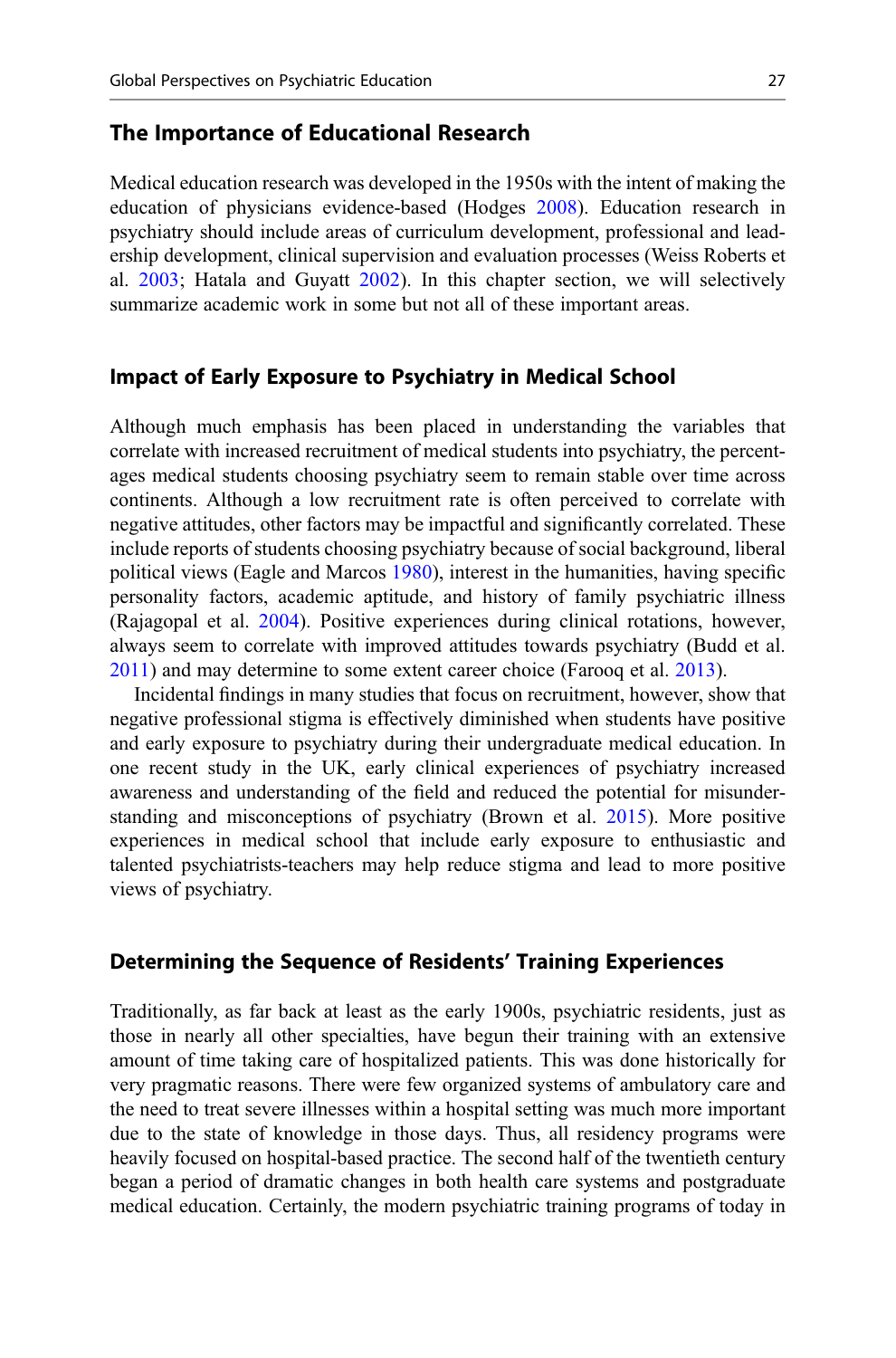## The Importance of Educational Research

Medical education research was developed in the 1950s with the intent of making the education of physicians evidence-based (Hodges 2008). Education research in psychiatry should include areas of curriculum development, professional and leadership development, clinical supervision and evaluation processes (Weiss Roberts et al. 2003; Hatala and Guyatt 2002). In this chapter section, we will selectively summarize academic work in some but not all of these important areas.

## Impact of Early Exposure to Psychiatry in Medical School

Although much emphasis has been placed in understanding the variables that correlate with increased recruitment of medical students into psychiatry, the percentages medical students choosing psychiatry seem to remain stable over time across continents. Although a low recruitment rate is often perceived to correlate with negative attitudes, other factors may be impactful and significantly correlated. These include reports of students choosing psychiatry because of social background, liberal political views (Eagle and Marcos 1980), interest in the humanities, having specific personality factors, academic aptitude, and history of family psychiatric illness (Rajagopal et al. 2004). Positive experiences during clinical rotations, however, always seem to correlate with improved attitudes towards psychiatry (Budd et al. 2011) and may determine to some extent career choice (Farooq et al. 2013).

Incidental findings in many studies that focus on recruitment, however, show that negative professional stigma is effectively diminished when students have positive and early exposure to psychiatry during their undergraduate medical education. In one recent study in the UK, early clinical experiences of psychiatry increased awareness and understanding of the field and reduced the potential for misunderstanding and misconceptions of psychiatry (Brown et al. 2015). More positive experiences in medical school that include early exposure to enthusiastic and talented psychiatrists-teachers may help reduce stigma and lead to more positive views of psychiatry.

## Determining the Sequence of Residents' Training Experiences

Traditionally, as far back at least as the early 1900s, psychiatric residents, just as those in nearly all other specialties, have begun their training with an extensive amount of time taking care of hospitalized patients. This was done historically for very pragmatic reasons. There were few organized systems of ambulatory care and the need to treat severe illnesses within a hospital setting was much more important due to the state of knowledge in those days. Thus, all residency programs were heavily focused on hospital-based practice. The second half of the twentieth century began a period of dramatic changes in both health care systems and postgraduate medical education. Certainly, the modern psychiatric training programs of today in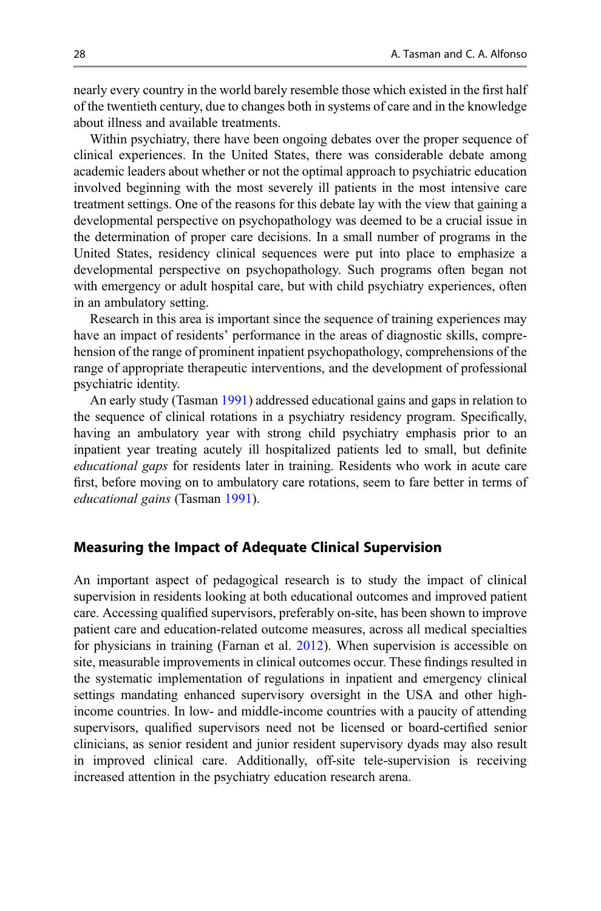nearly every country in the world barely resemble those which existed in the first half of the twentieth century, due to changes both in systems of care and in the knowledge about illness and available treatments.

Within psychiatry, there have been ongoing debates over the proper sequence of clinical experiences. In the United States, there was considerable debate among academic leaders about whether or not the optimal approach to psychiatric education involved beginning with the most severely ill patients in the most intensive care treatment settings. One of the reasons for this debate lay with the view that gaining a developmental perspective on psychopathology was deemed to be a crucial issue in the determination of proper care decisions. In a small number of programs in the United States, residency clinical sequences were put into place to emphasize a developmental perspective on psychopathology. Such programs often began not with emergency or adult hospital care, but with child psychiatry experiences, often in an ambulatory setting.

Research in this area is important since the sequence of training experiences may have an impact of residents' performance in the areas of diagnostic skills, comprehension of the range of prominent inpatient psychopathology, comprehensions of the range of appropriate therapeutic interventions, and the development of professional psychiatric identity.

An early study (Tasman 1991) addressed educational gains and gaps in relation to the sequence of clinical rotations in a psychiatry residency program. Specifically, having an ambulatory year with strong child psychiatry emphasis prior to an inpatient year treating acutely ill hospitalized patients led to small, but definite *educational gaps* for residents later in training. Residents who work in acute care first, before moving on to ambulatory care rotations, seem to fare better in terms of *educational gains* (Tasman 1991).

## Measuring the Impact of Adequate Clinical Supervision

An important aspect of pedagogical research is to study the impact of clinical supervision in residents looking at both educational outcomes and improved patient care. Accessing qualified supervisors, preferably on-site, has been shown to improve patient care and education-related outcome measures, across all medical specialties for physicians in training (Farnan et al. 2012). When supervision is accessible on site, measurable improvements in clinical outcomes occur. These findings resulted in the systematic implementation of regulations in inpatient and emergency clinical settings mandating enhanced supervisory oversight in the USA and other high-income countries. In low- and middle-income countries with a paucity of attending supervisors, qualified supervisors need not be licensed or board-certified senior clinicians, as senior resident and junior resident supervisory dyads may also result in improved clinical care. Additionally, off-site tele-supervision is receiving increased attention in the psychiatry education research arena.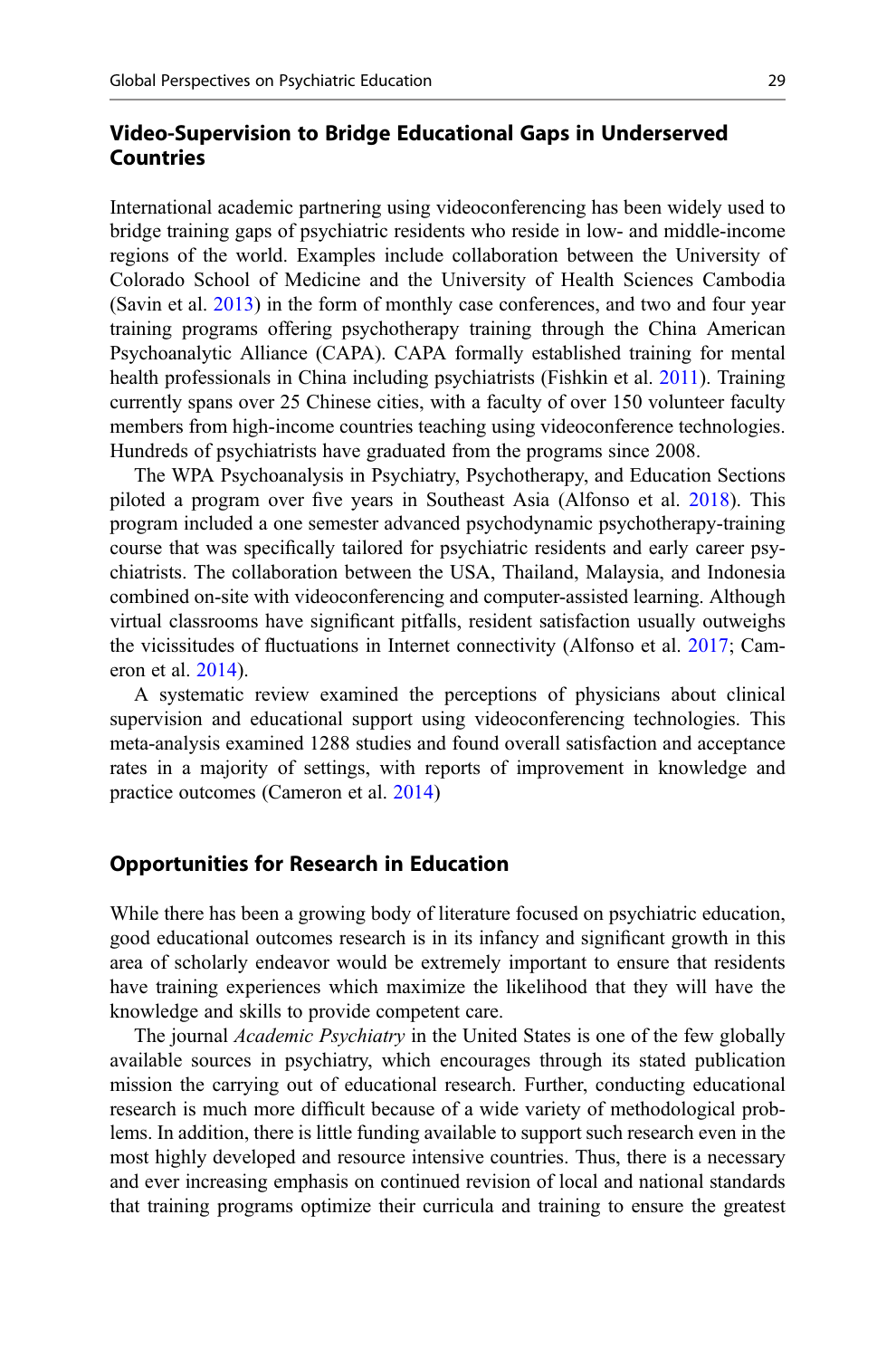## Video-Supervision to Bridge Educational Gaps in Underserved Countries

International academic partnering using videoconferencing has been widely used to bridge training gaps of psychiatric residents who reside in low- and middle-income regions of the world. Examples include collaboration between the University of Colorado School of Medicine and the University of Health Sciences Cambodia (Savin et al. 2013) in the form of monthly case conferences, and two and four year training programs offering psychotherapy training through the China American Psychoanalytic Alliance (CAPA). CAPA formally established training for mental health professionals in China including psychiatrists (Fishkin et al. 2011). Training currently spans over 25 Chinese cities, with a faculty of over 150 volunteer faculty members from high-income countries teaching using videoconference technologies. Hundreds of psychiatrists have graduated from the programs since 2008.

The WPA Psychoanalysis in Psychiatry, Psychotherapy, and Education Sections piloted a program over five years in Southeast Asia (Alfonso et al. 2018). This program included a one semester advanced psychodynamic psychotherapy-training course that was specifically tailored for psychiatric residents and early career psychiatrists. The collaboration between the USA, Thailand, Malaysia, and Indonesia combined on-site with videoconferencing and computer-assisted learning. Although virtual classrooms have significant pitfalls, resident satisfaction usually outweighs the vicissitudes of fluctuations in Internet connectivity (Alfonso et al. 2017; Cameron et al. 2014).

A systematic review examined the perceptions of physicians about clinical supervision and educational support using videoconferencing technologies. This meta-analysis examined 1288 studies and found overall satisfaction and acceptance rates in a majority of settings, with reports of improvement in knowledge and practice outcomes (Cameron et al. 2014)

## Opportunities for Research in Education

While there has been a growing body of literature focused on psychiatric education, good educational outcomes research is in its infancy and significant growth in this area of scholarly endeavor would be extremely important to ensure that residents have training experiences which maximize the likelihood that they will have the knowledge and skills to provide competent care.

The journal *Academic Psychiatry* in the United States is one of the few globally available sources in psychiatry, which encourages through its stated publication mission the carrying out of educational research. Further, conducting educational research is much more difficult because of a wide variety of methodological problems. In addition, there is little funding available to support such research even in the most highly developed and resource intensive countries. Thus, there is a necessary and ever increasing emphasis on continued revision of local and national standards that training programs optimize their curricula and training to ensure the greatest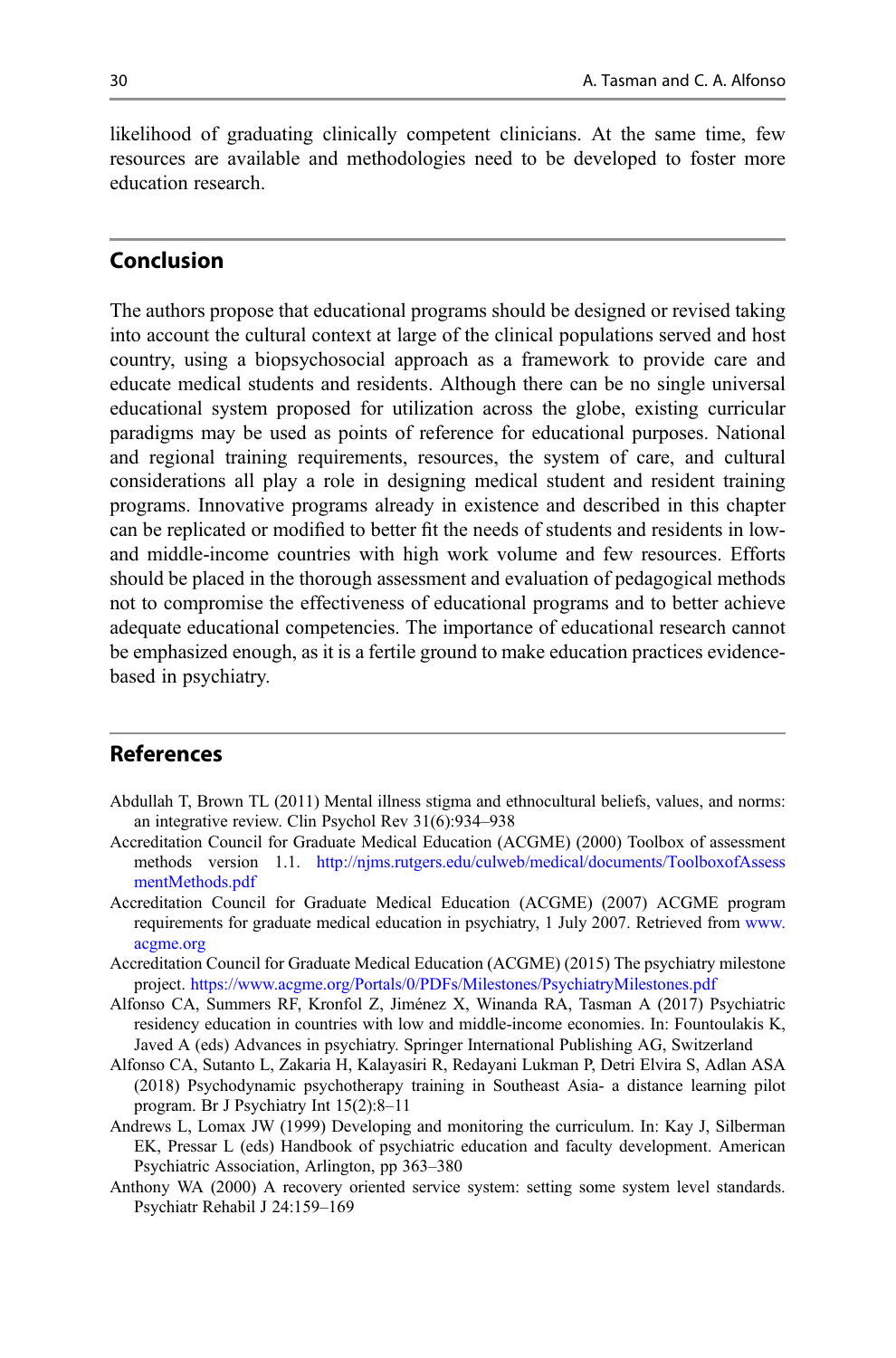likelihood of graduating clinically competent clinicians. At the same time, few resources are available and methodologies need to be developed to foster more education research.

## Conclusion

The authors propose that educational programs should be designed or revised taking into account the cultural context at large of the clinical populations served and host country, using a biopsychosocial approach as a framework to provide care and educate medical students and residents. Although there can be no single universal educational system proposed for utilization across the globe, existing curricular paradigms may be used as points of reference for educational purposes. National and regional training requirements, resources, the system of care, and cultural considerations all play a role in designing medical student and resident training programs. Innovative programs already in existence and described in this chapter can be replicated or modified to better fit the needs of students and residents in low- and middle-income countries with high work volume and few resources. Efforts should be placed in the thorough assessment and evaluation of pedagogical methods not to compromise the effectiveness of educational programs and to better achieve adequate educational competencies. The importance of educational research cannot be emphasized enough, as it is a fertile ground to make education practices evidence-based in psychiatry.

## References

Abdullah T, Brown TL (2011) Mental illness stigma and ethnocultural beliefs, values, and norms: an integrative review. Clin Psychol Rev 31(6):934–938

Accreditation Council for Graduate Medical Education (ACGME) (2000) Toolbox of assessment methods version 1.1. http://njms.rutgers.edu/culweb/medical/documents/ToolboxofAssessmentMethods.pdf

Accreditation Council for Graduate Medical Education (ACGME) (2007) ACGME program requirements for graduate medical education in psychiatry, 1 July 2007. Retrieved from www.acgme.org

Accreditation Council for Graduate Medical Education (ACGME) (2015) The psychiatry milestone project. https://www.acgme.org/Portals/0/PDFs/Milestones/PsychiatryMilestones.pdf

Alfonso CA, Summers RF, Kronfol Z, Jiménez X, Winanda RA, Tasman A (2017) Psychiatric residency education in countries with low and middle-income economies. In: Fountoulakis K, Javed A (eds) Advances in psychiatry. Springer International Publishing AG, Switzerland

Alfonso CA, Sutanto L, Zakaria H, Kalayasiri R, Redayani Lukman P, Detri Elvira S, Adlan ASA (2018) Psychodynamic psychotherapy training in Southeast Asia- a distance learning pilot program. Br J Psychiatry Int 15(2):8–11

Andrews L, Lomax JW (1999) Developing and monitoring the curriculum. In: Kay J, Silberman EK, Pressar L (eds) Handbook of psychiatric education and faculty development. American Psychiatric Association, Arlington, pp 363–380

Anthony WA (2000) A recovery oriented service system: setting some system level standards. Psychiatr Rehabil J 24:159–169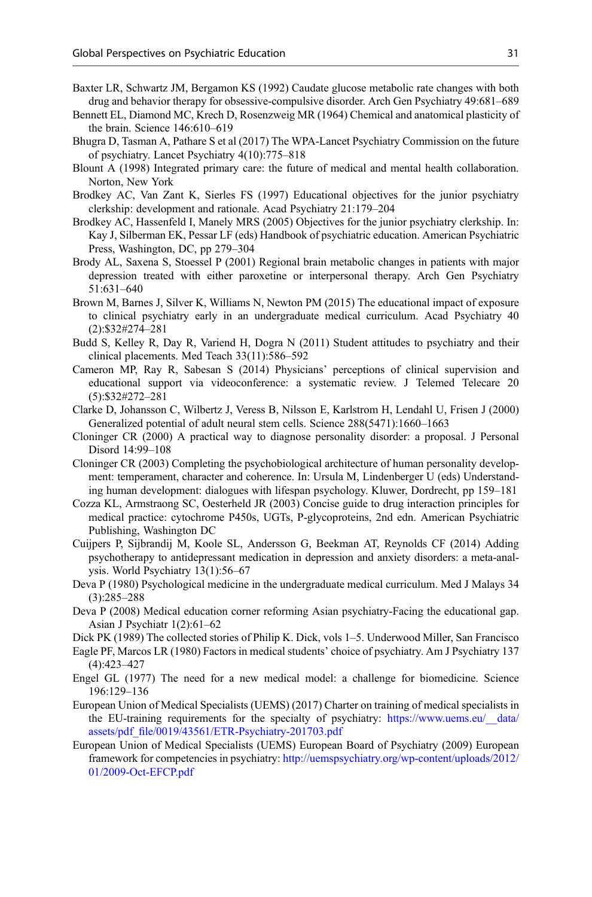Baxter LR, Schwartz JM, Bergamon KS (1992) Caudate glucose metabolic rate changes with both drug and behavior therapy for obsessive-compulsive disorder. Arch Gen Psychiatry 49:681–689

Bennett EL, Diamond MC, Krech D, Rosenzweig MR (1964) Chemical and anatomical plasticity of the brain. Science 146:610–619

Bhugra D, Tasman A, Pathare S et al (2017) The WPA-Lancet Psychiatry Commission on the future of psychiatry. Lancet Psychiatry 4(10):775–818

Blount A (1998) Integrated primary care: the future of medical and mental health collaboration. Norton, New York

Brodkey AC, Van Zant K, Sierles FS (1997) Educational objectives for the junior psychiatry clerkship: development and rationale. Acad Psychiatry 21:179–204

Brodkey AC, Hassenfeld I, Manely MRS (2005) Objectives for the junior psychiatry clerkship. In: Kay J, Silberman EK, Pessar LF (eds) Handbook of psychiatric education. American Psychiatric Press, Washington, DC, pp 279–304

Brody AL, Saxena S, Stoessel P (2001) Regional brain metabolic changes in patients with major depression treated with either paroxetine or interpersonal therapy. Arch Gen Psychiatry 51:631–640

Brown M, Barnes J, Silver K, Williams N, Newton PM (2015) The educational impact of exposure to clinical psychiatry early in an undergraduate medical curriculum. Acad Psychiatry 40 (2):$32#274–281

Budd S, Kelley R, Day R, Variend H, Dogra N (2011) Student attitudes to psychiatry and their clinical placements. Med Teach 33(11):586–592

Cameron MP, Ray R, Sabesan S (2014) Physicians' perceptions of clinical supervision and educational support via videoconference: a systematic review. J Telemed Telecare 20 (5):$32#272–281

Clarke D, Johansson C, Wilbertz J, Veress B, Nilsson E, Karlstrom H, Lendahl U, Frisen J (2000) Generalized potential of adult neural stem cells. Science 288(5471):1660–1663

Cloninger CR (2000) A practical way to diagnose personality disorder: a proposal. J Personal Disord 14:99–108

Cloninger CR (2003) Completing the psychobiological architecture of human personality development: temperament, character and coherence. In: Ursula M, Lindenberger U (eds) Understanding human development: dialogues with lifespan psychology. Kluwer, Dordrecht, pp 159–181

Cozza KL, Armstraong SC, Oesterheld JR (2003) Concise guide to drug interaction principles for medical practice: cytochrome P450s, UGTs, P-glycoproteins, 2nd edn. American Psychiatric Publishing, Washington DC

Cuijpers P, Sijbrandij M, Koole SL, Andersson G, Beekman AT, Reynolds CF (2014) Adding psychotherapy to antidepressant medication in depression and anxiety disorders: a meta-analysis. World Psychiatry 13(1):56–67

Deva P (1980) Psychological medicine in the undergraduate medical curriculum. Med J Malays 34 (3):285–288

Deva P (2008) Medical education corner reforming Asian psychiatry-Facing the educational gap. Asian J Psychiatr 1(2):61–62

Dick PK (1989) The collected stories of Philip K. Dick, vols 1–5. Underwood Miller, San Francisco

Eagle PF, Marcos LR (1980) Factors in medical students' choice of psychiatry. Am J Psychiatry 137 (4):423–427

Engel GL (1977) The need for a new medical model: a challenge for biomedicine. Science 196:129–136

European Union of Medical Specialists (UEMS) (2017) Charter on training of medical specialists in the EU-training requirements for the specialty of psychiatry: https://www.uems.eu/__data/assets/pdf_file/0019/43561/ETR-Psychiatry-201703.pdf

European Union of Medical Specialists (UEMS) European Board of Psychiatry (2009) European framework for competencies in psychiatry: http://uemspsychiatry.org/wp-content/uploads/2012/01/2009-Oct-EFCP.pdf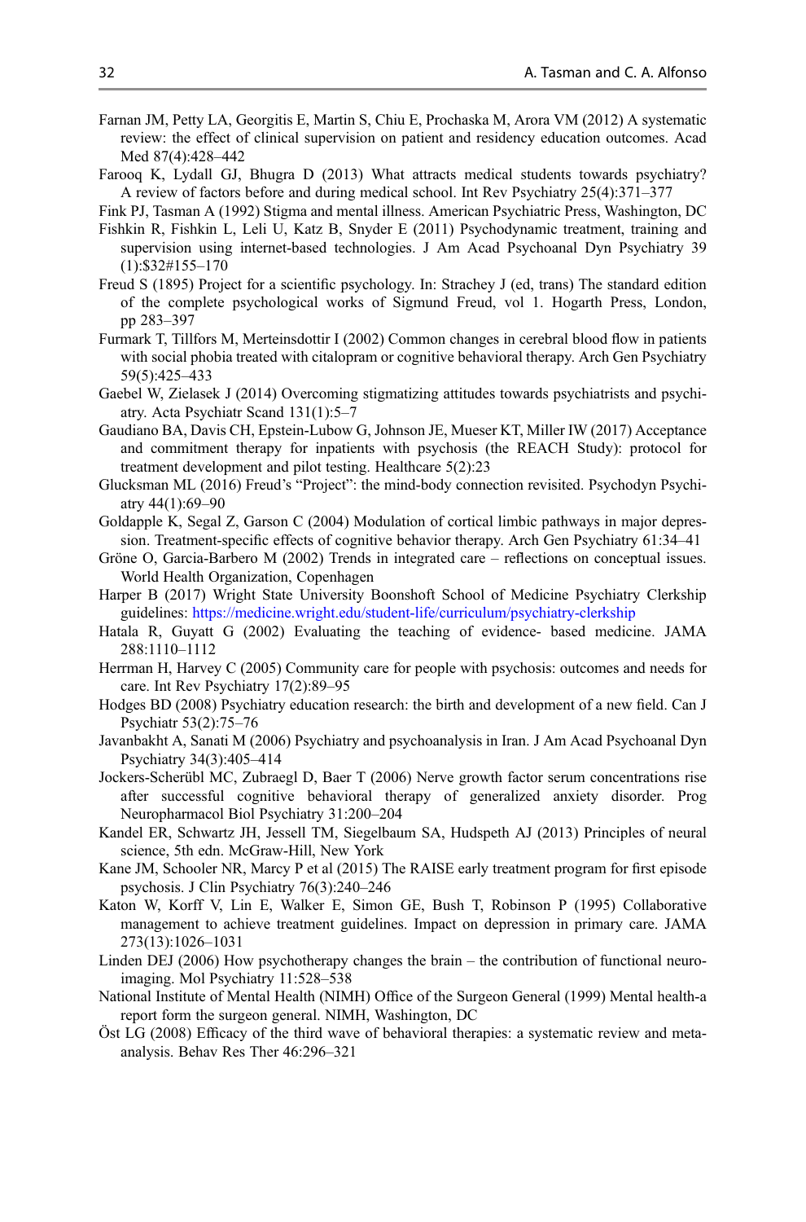Farnan JM, Petty LA, Georgitis E, Martin S, Chiu E, Prochaska M, Arora VM (2012) A systematic review: the effect of clinical supervision on patient and residency education outcomes. Acad Med 87(4):428–442

Farooq K, Lydall GJ, Bhugra D (2013) What attracts medical students towards psychiatry? A review of factors before and during medical school. Int Rev Psychiatry 25(4):371–377

Fink PJ, Tasman A (1992) Stigma and mental illness. American Psychiatric Press, Washington, DC

Fishkin R, Fishkin L, Leli U, Katz B, Snyder E (2011) Psychodynamic treatment, training and supervision using internet-based technologies. J Am Acad Psychoanal Dyn Psychiatry 39 (1):$32#155–170

Freud S (1895) Project for a scientific psychology. In: Strachey J (ed, trans) The standard edition of the complete psychological works of Sigmund Freud, vol 1. Hogarth Press, London, pp 283–397

Furmark T, Tillfors M, Merteinsdottir I (2002) Common changes in cerebral blood flow in patients with social phobia treated with citalopram or cognitive behavioral therapy. Arch Gen Psychiatry 59(5):425–433

Gaebel W, Zielasek J (2014) Overcoming stigmatizing attitudes towards psychiatrists and psychiatry. Acta Psychiatr Scand 131(1):5–7

Gaudiano BA, Davis CH, Epstein-Lubow G, Johnson JE, Mueser KT, Miller IW (2017) Acceptance and commitment therapy for inpatients with psychosis (the REACH Study): protocol for treatment development and pilot testing. Healthcare 5(2):23

Glucksman ML (2016) Freud's "Project": the mind-body connection revisited. Psychodyn Psychiatry 44(1):69–90

Goldapple K, Segal Z, Garson C (2004) Modulation of cortical limbic pathways in major depression. Treatment-specific effects of cognitive behavior therapy. Arch Gen Psychiatry 61:34–41

Gröne O, Garcia-Barbero M (2002) Trends in integrated care – reflections on conceptual issues. World Health Organization, Copenhagen

Harper B (2017) Wright State University Boonshoft School of Medicine Psychiatry Clerkship guidelines: https://medicine.wright.edu/student-life/curriculum/psychiatry-clerkship

Hatala R, Guyatt G (2002) Evaluating the teaching of evidence- based medicine. JAMA 288:1110–1112

Herrman H, Harvey C (2005) Community care for people with psychosis: outcomes and needs for care. Int Rev Psychiatry 17(2):89–95

Hodges BD (2008) Psychiatry education research: the birth and development of a new field. Can J Psychiatr 53(2):75–76

Javanbakht A, Sanati M (2006) Psychiatry and psychoanalysis in Iran. J Am Acad Psychoanal Dyn Psychiatry 34(3):405–414

Jockers-Scherübl MC, Zubraegl D, Baer T (2006) Nerve growth factor serum concentrations rise after successful cognitive behavioral therapy of generalized anxiety disorder. Prog Neuropharmacol Biol Psychiatry 31:200–204

Kandel ER, Schwartz JH, Jessell TM, Siegelbaum SA, Hudspeth AJ (2013) Principles of neural science, 5th edn. McGraw-Hill, New York

Kane JM, Schooler NR, Marcy P et al (2015) The RAISE early treatment program for first episode psychosis. J Clin Psychiatry 76(3):240–246

Katon W, Korff V, Lin E, Walker E, Simon GE, Bush T, Robinson P (1995) Collaborative management to achieve treatment guidelines. Impact on depression in primary care. JAMA 273(13):1026–1031

Linden DEJ (2006) How psychotherapy changes the brain – the contribution of functional neuroimaging. Mol Psychiatry 11:528–538

National Institute of Mental Health (NIMH) Office of the Surgeon General (1999) Mental health-a report form the surgeon general. NIMH, Washington, DC

Öst LG (2008) Efficacy of the third wave of behavioral therapies: a systematic review and meta-analysis. Behav Res Ther 46:296–321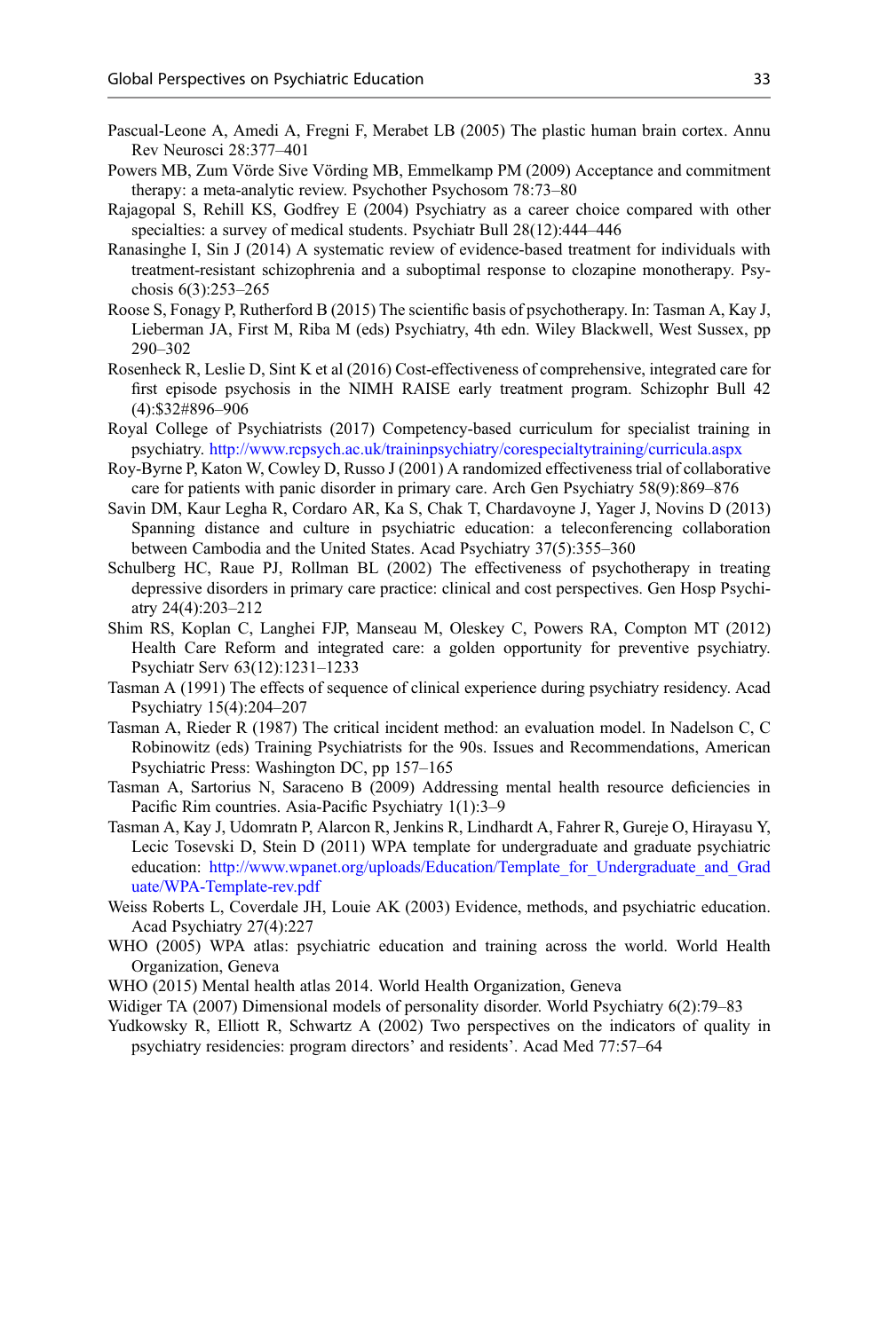Pascual-Leone A, Amedi A, Fregni F, Merabet LB (2005) The plastic human brain cortex. Annu Rev Neurosci 28:377–401

Powers MB, Zum Vörde Sive Vörding MB, Emmelkamp PM (2009) Acceptance and commitment therapy: a meta-analytic review. Psychother Psychosom 78:73–80

Rajagopal S, Rehill KS, Godfrey E (2004) Psychiatry as a career choice compared with other specialties: a survey of medical students. Psychiatr Bull 28(12):444–446

Ranasinghe I, Sin J (2014) A systematic review of evidence-based treatment for individuals with treatment-resistant schizophrenia and a suboptimal response to clozapine monotherapy. Psychosis 6(3):253–265

Roose S, Fonagy P, Rutherford B (2015) The scientific basis of psychotherapy. In: Tasman A, Kay J, Lieberman JA, First M, Riba M (eds) Psychiatry, 4th edn. Wiley Blackwell, West Sussex, pp 290–302

Rosenheck R, Leslie D, Sint K et al (2016) Cost-effectiveness of comprehensive, integrated care for first episode psychosis in the NIMH RAISE early treatment program. Schizophr Bull 42 (4):S32#896–906

Royal College of Psychiatrists (2017) Competency-based curriculum for specialist training in psychiatry. http://www.rcpsych.ac.uk/traininpsychiatry/corespecialtytraining/curricula.aspx

Roy-Byrne P, Katon W, Cowley D, Russo J (2001) A randomized effectiveness trial of collaborative care for patients with panic disorder in primary care. Arch Gen Psychiatry 58(9):869–876

Savin DM, Kaur Legha R, Cordaro AR, Ka S, Chak T, Chardavoyne J, Yager J, Novins D (2013) Spanning distance and culture in psychiatric education: a teleconferencing collaboration between Cambodia and the United States. Acad Psychiatry 37(5):355–360

Schulberg HC, Raue PJ, Rollman BL (2002) The effectiveness of psychotherapy in treating depressive disorders in primary care practice: clinical and cost perspectives. Gen Hosp Psychiatry 24(4):203–212

Shim RS, Koplan C, Langhei FJP, Manseau M, Oleskey C, Powers RA, Compton MT (2012) Health Care Reform and integrated care: a golden opportunity for preventive psychiatry. Psychiatr Serv 63(12):1231–1233

Tasman A (1991) The effects of sequence of clinical experience during psychiatry residency. Acad Psychiatry 15(4):204–207

Tasman A, Rieder R (1987) The critical incident method: an evaluation model. In Nadelson C, C Robinowitz (eds) Training Psychiatrists for the 90s. Issues and Recommendations, American Psychiatric Press: Washington DC, pp 157–165

Tasman A, Sartorius N, Saraceno B (2009) Addressing mental health resource deficiencies in Pacific Rim countries. Asia-Pacific Psychiatry 1(1):3–9

Tasman A, Kay J, Udomratn P, Alarcon R, Jenkins R, Lindhardt A, Fahrer R, Gureje O, Hirayasu Y, Lecic Tosevski D, Stein D (2011) WPA template for undergraduate and graduate psychiatric education: http://www.wpanet.org/uploads/Education/Template_for_Undergraduate_and_Graduate/WPA-Template-rev.pdf

Weiss Roberts L, Coverdale JH, Louie AK (2003) Evidence, methods, and psychiatric education. Acad Psychiatry 27(4):227

WHO (2005) WPA atlas: psychiatric education and training across the world. World Health Organization, Geneva

WHO (2015) Mental health atlas 2014. World Health Organization, Geneva

Widiger TA (2007) Dimensional models of personality disorder. World Psychiatry 6(2):79–83

Yudkowsky R, Elliott R, Schwartz A (2002) Two perspectives on the indicators of quality in psychiatry residencies: program directors' and residents'. Acad Med 77:57–64